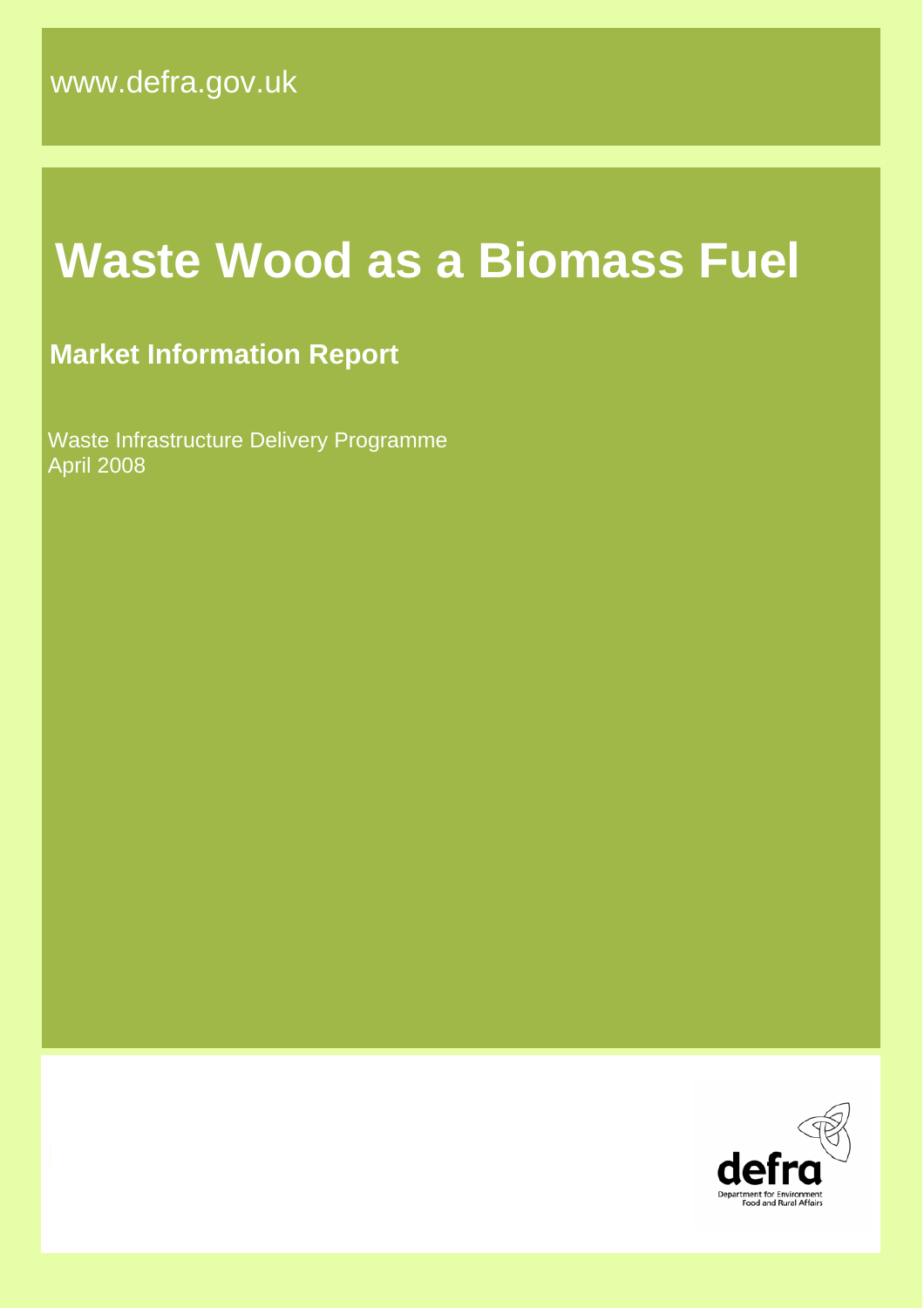www.defra.gov.uk

# Waste Wood as a Biomass Fuel

## Market Information Report

Waste Infrastructure Delivery Programme
April 2008

defra

Department for Environment Food and Rural Affairs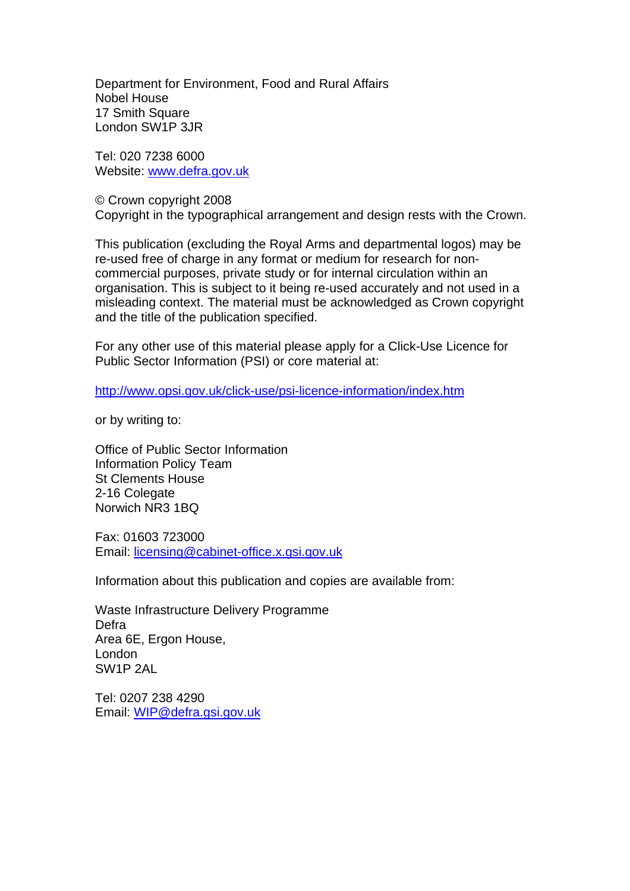Department for Environment, Food and Rural Affairs
Nobel House
17 Smith Square
London SW1P 3JR

Tel: 020 7238 6000
Website: www.defra.gov.uk

© Crown copyright 2008
Copyright in the typographical arrangement and design rests with the Crown.

This publication (excluding the Royal Arms and departmental logos) may be re-used free of charge in any format or medium for research for non-commercial purposes, private study or for internal circulation within an organisation. This is subject to it being re-used accurately and not used in a misleading context. The material must be acknowledged as Crown copyright and the title of the publication specified.

For any other use of this material please apply for a Click-Use Licence for Public Sector Information (PSI) or core material at:

http://www.opsi.gov.uk/click-use/psi-licence-information/index.htm

or by writing to:

Office of Public Sector Information
Information Policy Team
St Clements House
2-16 Colegate
Norwich NR3 1BQ

Fax: 01603 723000
Email: licensing@cabinet-office.x.gsi.gov.uk

Information about this publication and copies are available from:

Waste Infrastructure Delivery Programme
Defra
Area 6E, Ergon House,
London
SW1P 2AL

Tel: 0207 238 4290
Email: WIP@defra.gsi.gov.uk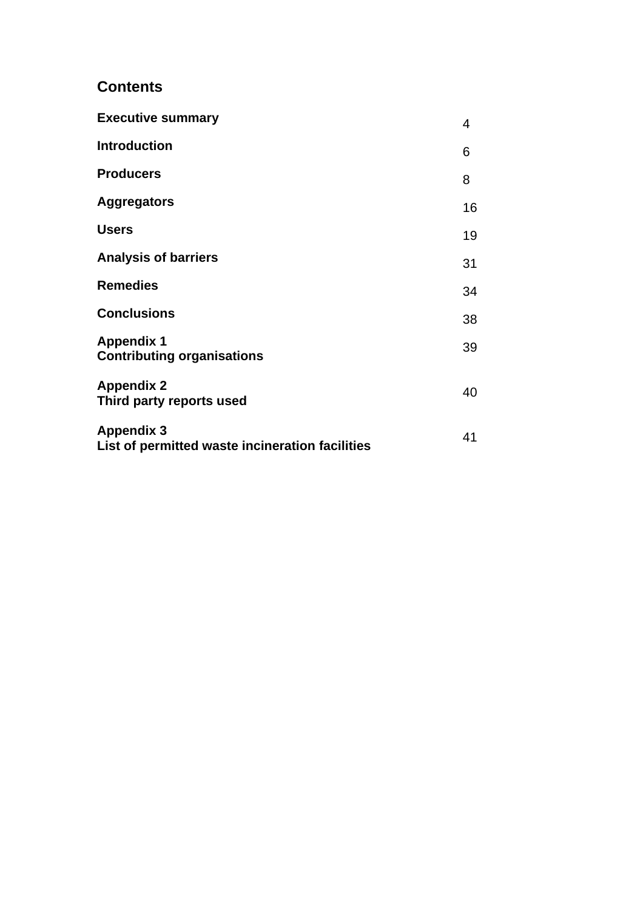## Contents

| | |
|---|---|
| **Executive summary** | 4 |
| **Introduction** | 6 |
| **Producers** | 8 |
| **Aggregators** | 16 |
| **Users** | 19 |
| **Analysis of barriers** | 31 |
| **Remedies** | 34 |
| **Conclusions** | 38 |
| **Appendix 1**<br>**Contributing organisations** | 39 |
| **Appendix 2**<br>**Third party reports used** | 40 |
| **Appendix 3**<br>**List of permitted waste incineration facilities** | 41 |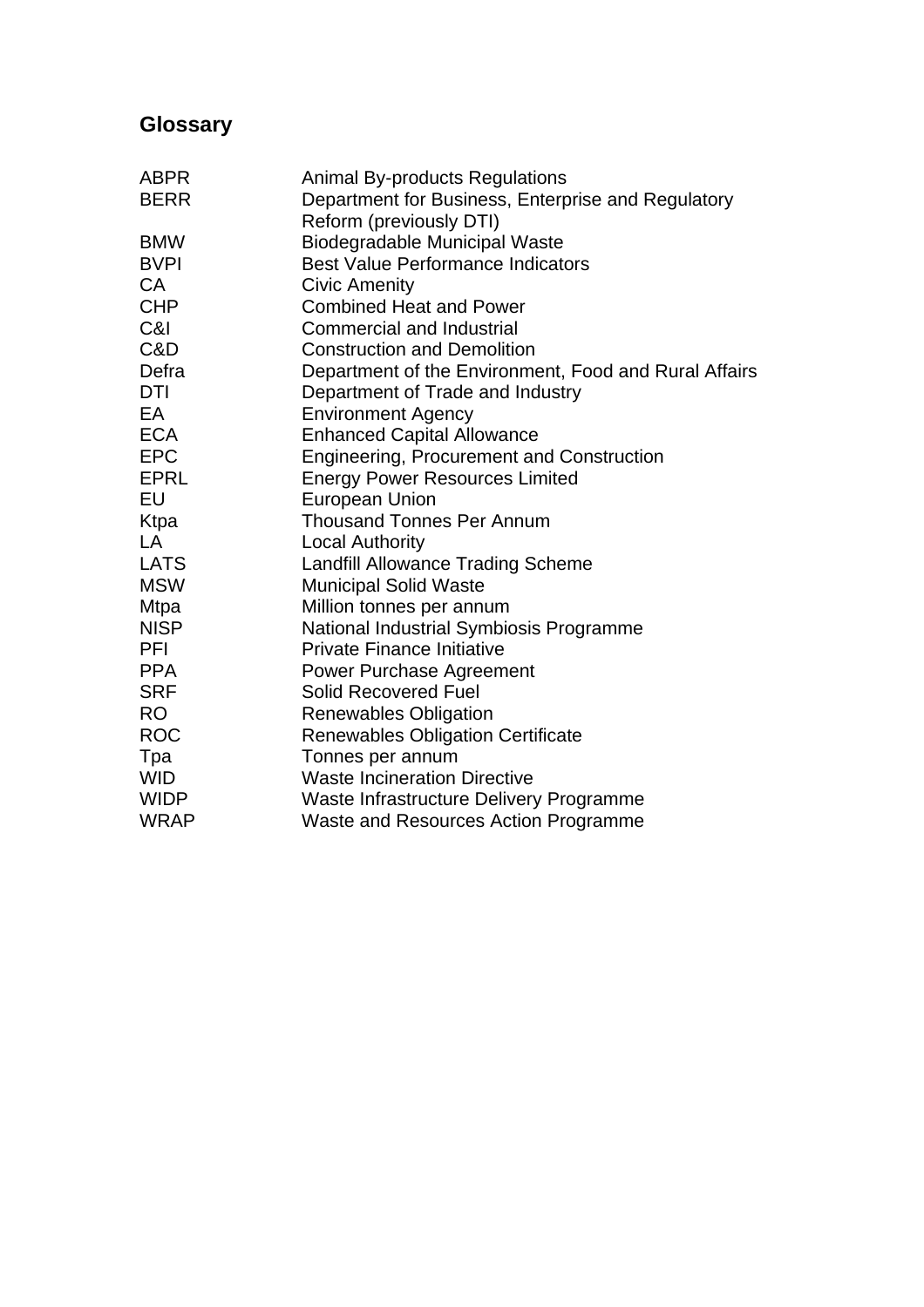## Glossary

| | |
|---|---|
| ABPR | Animal By-products Regulations |
| BERR | Department for Business, Enterprise and Regulatory Reform (previously DTI) |
| BMW | Biodegradable Municipal Waste |
| BVPI | Best Value Performance Indicators |
| CA | Civic Amenity |
| CHP | Combined Heat and Power |
| C&I | Commercial and Industrial |
| C&D | Construction and Demolition |
| Defra | Department of the Environment, Food and Rural Affairs |
| DTI | Department of Trade and Industry |
| EA | Environment Agency |
| ECA | Enhanced Capital Allowance |
| EPC | Engineering, Procurement and Construction |
| EPRL | Energy Power Resources Limited |
| EU | European Union |
| Ktpa | Thousand Tonnes Per Annum |
| LA | Local Authority |
| LATS | Landfill Allowance Trading Scheme |
| MSW | Municipal Solid Waste |
| Mtpa | Million tonnes per annum |
| NISP | National Industrial Symbiosis Programme |
| PFI | Private Finance Initiative |
| PPA | Power Purchase Agreement |
| SRF | Solid Recovered Fuel |
| RO | Renewables Obligation |
| ROC | Renewables Obligation Certificate |
| Tpa | Tonnes per annum |
| WID | Waste Incineration Directive |
| WIDP | Waste Infrastructure Delivery Programme |
| WRAP | Waste and Resources Action Programme |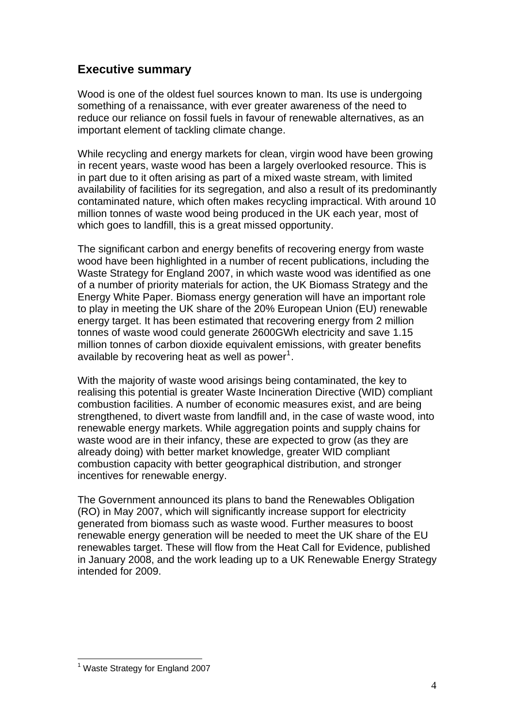## Executive summary

Wood is one of the oldest fuel sources known to man. Its use is undergoing something of a renaissance, with ever greater awareness of the need to reduce our reliance on fossil fuels in favour of renewable alternatives, as an important element of tackling climate change.

While recycling and energy markets for clean, virgin wood have been growing in recent years, waste wood has been a largely overlooked resource. This is in part due to it often arising as part of a mixed waste stream, with limited availability of facilities for its segregation, and also a result of its predominantly contaminated nature, which often makes recycling impractical. With around 10 million tonnes of waste wood being produced in the UK each year, most of which goes to landfill, this is a great missed opportunity.

The significant carbon and energy benefits of recovering energy from waste wood have been highlighted in a number of recent publications, including the Waste Strategy for England 2007, in which waste wood was identified as one of a number of priority materials for action, the UK Biomass Strategy and the Energy White Paper. Biomass energy generation will have an important role to play in meeting the UK share of the 20% European Union (EU) renewable energy target. It has been estimated that recovering energy from 2 million tonnes of waste wood could generate 2600GWh electricity and save 1.15 million tonnes of carbon dioxide equivalent emissions, with greater benefits available by recovering heat as well as power[1].

With the majority of waste wood arisings being contaminated, the key to realising this potential is greater Waste Incineration Directive (WID) compliant combustion facilities. A number of economic measures exist, and are being strengthened, to divert waste from landfill and, in the case of waste wood, into renewable energy markets. While aggregation points and supply chains for waste wood are in their infancy, these are expected to grow (as they are already doing) with better market knowledge, greater WID compliant combustion capacity with better geographical distribution, and stronger incentives for renewable energy.

The Government announced its plans to band the Renewables Obligation (RO) in May 2007, which will significantly increase support for electricity generated from biomass such as waste wood. Further measures to boost renewable energy generation will be needed to meet the UK share of the EU renewables target. These will flow from the Heat Call for Evidence, published in January 2008, and the work leading up to a UK Renewable Energy Strategy intended for 2009.

[1] Waste Strategy for England 2007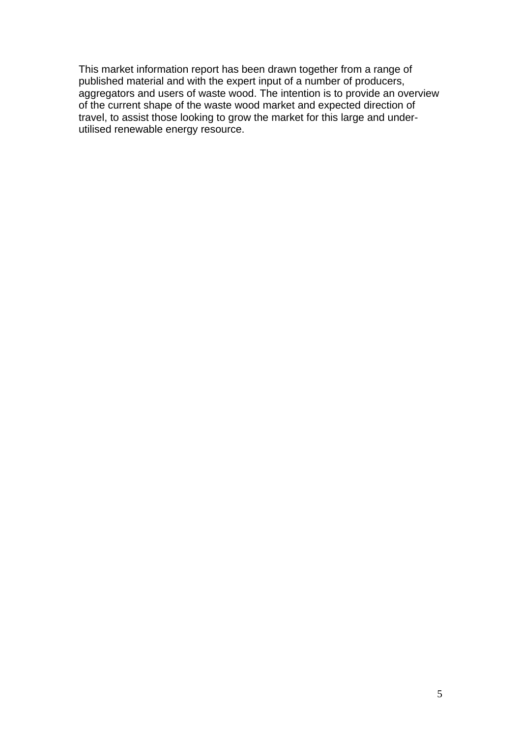This market information report has been drawn together from a range of published material and with the expert input of a number of producers, aggregators and users of waste wood. The intention is to provide an overview of the current shape of the waste wood market and expected direction of travel, to assist those looking to grow the market for this large and under-utilised renewable energy resource.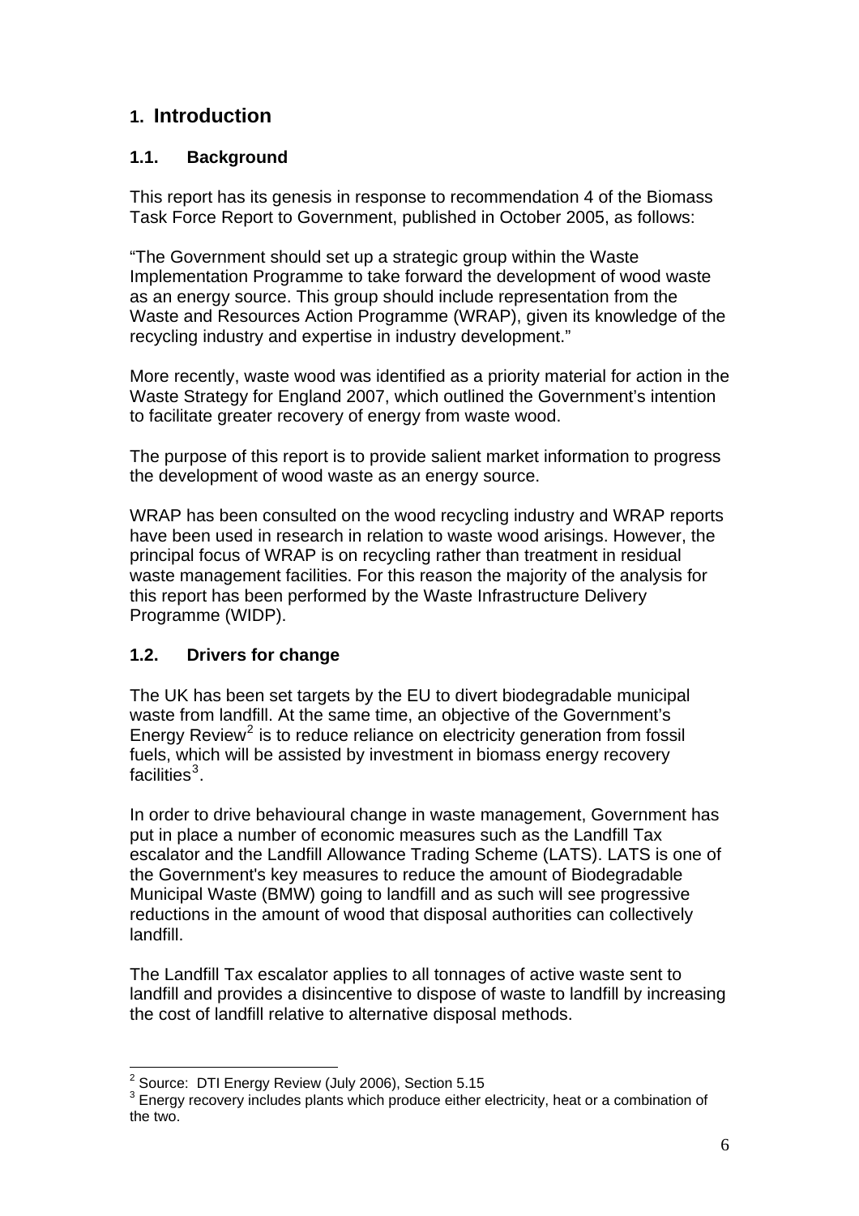# 1. Introduction

## 1.1. Background

This report has its genesis in response to recommendation 4 of the Biomass Task Force Report to Government, published in October 2005, as follows:

"The Government should set up a strategic group within the Waste Implementation Programme to take forward the development of wood waste as an energy source. This group should include representation from the Waste and Resources Action Programme (WRAP), given its knowledge of the recycling industry and expertise in industry development."

More recently, waste wood was identified as a priority material for action in the Waste Strategy for England 2007, which outlined the Government's intention to facilitate greater recovery of energy from waste wood.

The purpose of this report is to provide salient market information to progress the development of wood waste as an energy source.

WRAP has been consulted on the wood recycling industry and WRAP reports have been used in research in relation to waste wood arisings. However, the principal focus of WRAP is on recycling rather than treatment in residual waste management facilities. For this reason the majority of the analysis for this report has been performed by the Waste Infrastructure Delivery Programme (WIDP).

## 1.2. Drivers for change

The UK has been set targets by the EU to divert biodegradable municipal waste from landfill. At the same time, an objective of the Government's Energy Review[2] is to reduce reliance on electricity generation from fossil fuels, which will be assisted by investment in biomass energy recovery facilities[3].

In order to drive behavioural change in waste management, Government has put in place a number of economic measures such as the Landfill Tax escalator and the Landfill Allowance Trading Scheme (LATS). LATS is one of the Government's key measures to reduce the amount of Biodegradable Municipal Waste (BMW) going to landfill and as such will see progressive reductions in the amount of wood that disposal authorities can collectively landfill.

The Landfill Tax escalator applies to all tonnages of active waste sent to landfill and provides a disincentive to dispose of waste to landfill by increasing the cost of landfill relative to alternative disposal methods.

---

[2] Source: DTI Energy Review (July 2006), Section 5.15

[3] Energy recovery includes plants which produce either electricity, heat or a combination of the two.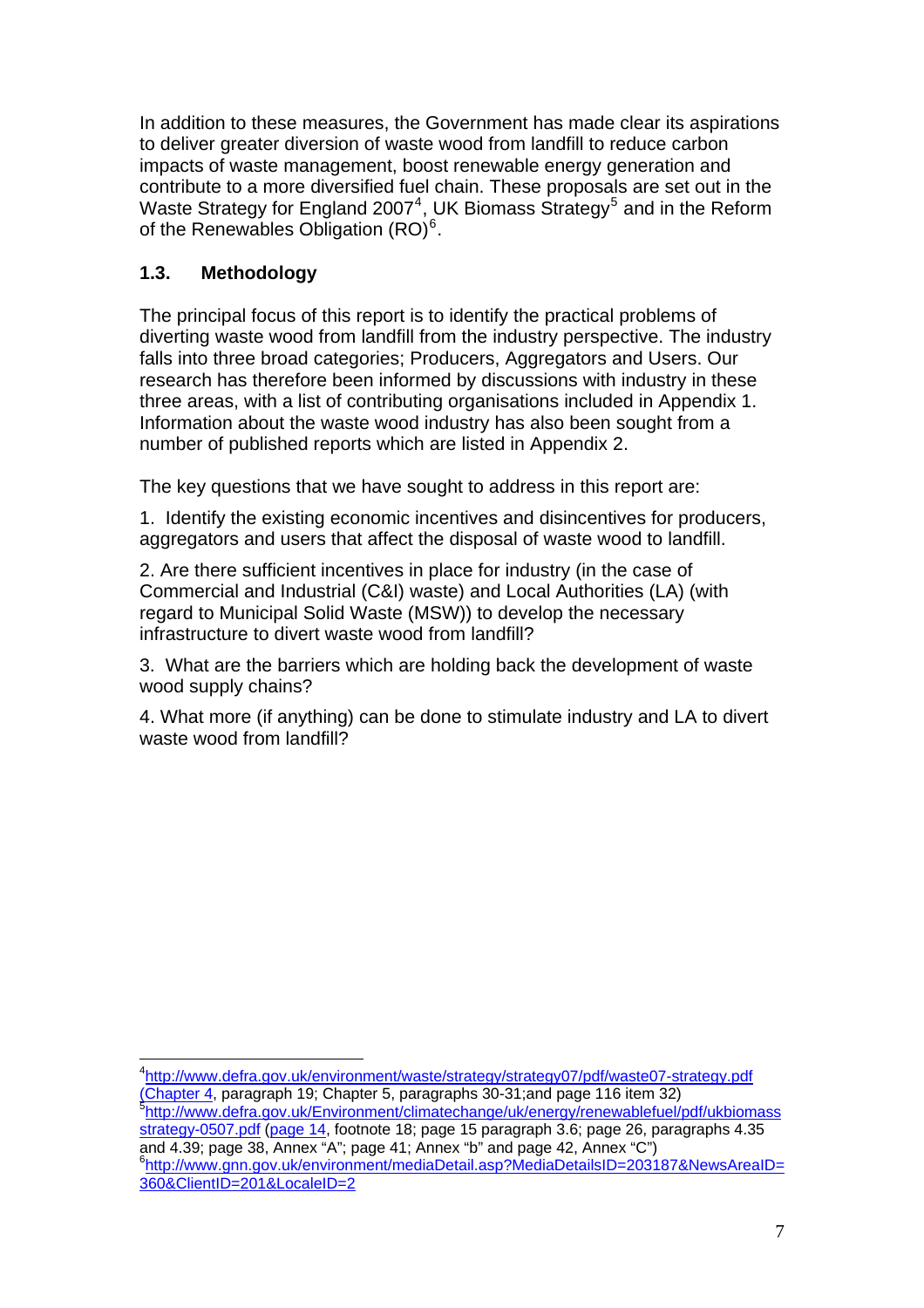In addition to these measures, the Government has made clear its aspirations to deliver greater diversion of waste wood from landfill to reduce carbon impacts of waste management, boost renewable energy generation and contribute to a more diversified fuel chain. These proposals are set out in the Waste Strategy for England 2007[4], UK Biomass Strategy[5] and in the Reform of the Renewables Obligation (RO)[6].

## 1.3. Methodology

The principal focus of this report is to identify the practical problems of diverting waste wood from landfill from the industry perspective. The industry falls into three broad categories; Producers, Aggregators and Users. Our research has therefore been informed by discussions with industry in these three areas, with a list of contributing organisations included in Appendix 1. Information about the waste wood industry has also been sought from a number of published reports which are listed in Appendix 2.

The key questions that we have sought to address in this report are:

1. Identify the existing economic incentives and disincentives for producers, aggregators and users that affect the disposal of waste wood to landfill.

2. Are there sufficient incentives in place for industry (in the case of Commercial and Industrial (C&I) waste) and Local Authorities (LA) (with regard to Municipal Solid Waste (MSW)) to develop the necessary infrastructure to divert waste wood from landfill?

3. What are the barriers which are holding back the development of waste wood supply chains?

4. What more (if anything) can be done to stimulate industry and LA to divert waste wood from landfill?

---

[4] http://www.defra.gov.uk/environment/waste/strategy/strategy07/pdf/waste07-strategy.pdf (Chapter 4, paragraph 19; Chapter 5, paragraphs 30-31;and page 116 item 32)

[5] http://www.defra.gov.uk/Environment/climatechange/uk/energy/renewablefuel/pdf/ukbiomassstrategy-0507.pdf (page 14, footnote 18; page 15 paragraph 3.6; page 26, paragraphs 4.35 and 4.39; page 38, Annex "A"; page 41; Annex "b" and page 42, Annex "C")

[6] http://www.gnn.gov.uk/environment/mediaDetail.asp?MediaDetailsID=203187&NewsAreaID=360&ClientID=201&LocaleID=2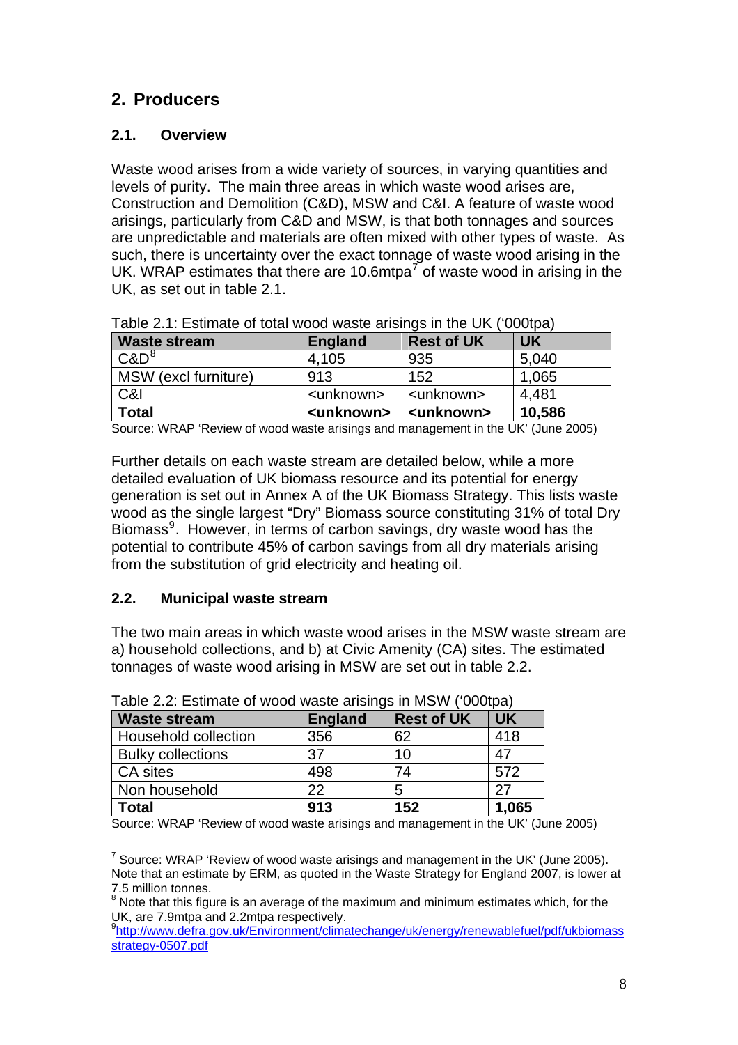## 2. Producers

### 2.1. Overview

Waste wood arises from a wide variety of sources, in varying quantities and levels of purity. The main three areas in which waste wood arises are, Construction and Demolition (C&D), MSW and C&I. A feature of waste wood arisings, particularly from C&D and MSW, is that both tonnages and sources are unpredictable and materials are often mixed with other types of waste. As such, there is uncertainty over the exact tonnage of waste wood arising in the UK. WRAP estimates that there are 10.6mtpa[7] of waste wood in arising in the UK, as set out in table 2.1.

Table 2.1: Estimate of total wood waste arisings in the UK ('000tpa)

| Waste stream | England | Rest of UK | UK |
|---|---|---|---|
| C&D[8] | 4,105 | 935 | 5,040 |
| MSW (excl furniture) | 913 | 152 | 1,065 |
| C&I | <unknown> | <unknown> | 4,481 |
| **Total** | **<unknown>** | **<unknown>** | **10,586** |

Source: WRAP 'Review of wood waste arisings and management in the UK' (June 2005)

Further details on each waste stream are detailed below, while a more detailed evaluation of UK biomass resource and its potential for energy generation is set out in Annex A of the UK Biomass Strategy. This lists waste wood as the single largest "Dry" Biomass source constituting 31% of total Dry Biomass[9]. However, in terms of carbon savings, dry waste wood has the potential to contribute 45% of carbon savings from all dry materials arising from the substitution of grid electricity and heating oil.

### 2.2. Municipal waste stream

The two main areas in which waste wood arises in the MSW waste stream are a) household collections, and b) at Civic Amenity (CA) sites. The estimated tonnages of waste wood arising in MSW are set out in table 2.2.

Table 2.2: Estimate of wood waste arisings in MSW ('000tpa)

| Waste stream | England | Rest of UK | UK |
|---|---|---|---|
| Household collection | 356 | 62 | 418 |
| Bulky collections | 37 | 10 | 47 |
| CA sites | 498 | 74 | 572 |
| Non household | 22 | 5 | 27 |
| **Total** | **913** | **152** | **1,065** |

Source: WRAP 'Review of wood waste arisings and management in the UK' (June 2005)

---

[7] Source: WRAP 'Review of wood waste arisings and management in the UK' (June 2005). Note that an estimate by ERM, as quoted in the Waste Strategy for England 2007, is lower at 7.5 million tonnes.

[8] Note that this figure is an average of the maximum and minimum estimates which, for the UK, are 7.9mtpa and 2.2mtpa respectively.

[9] http://www.defra.gov.uk/Environment/climatechange/uk/energy/renewablefuel/pdf/ukbiomassstrategy-0507.pdf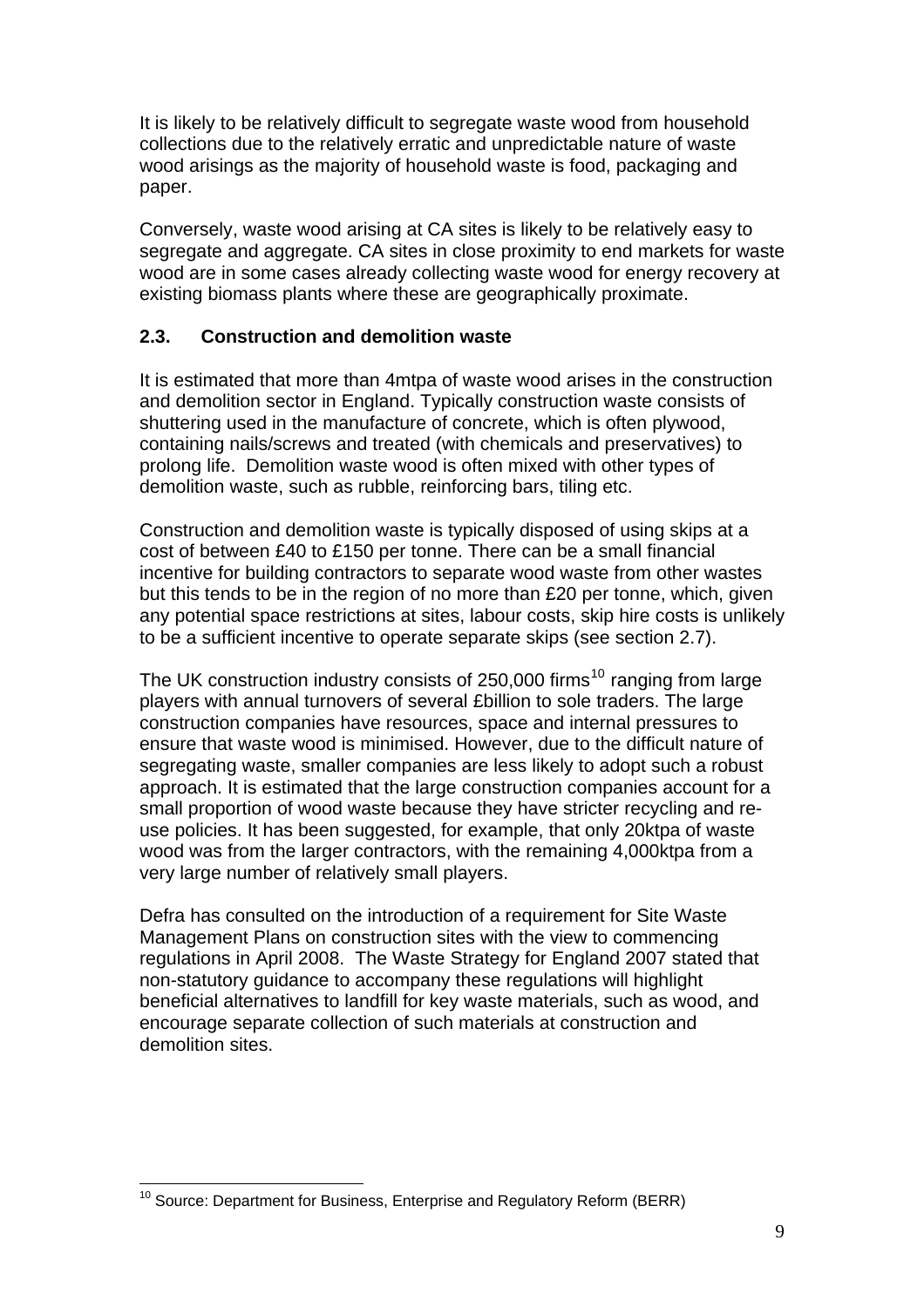It is likely to be relatively difficult to segregate waste wood from household collections due to the relatively erratic and unpredictable nature of waste wood arisings as the majority of household waste is food, packaging and paper.

Conversely, waste wood arising at CA sites is likely to be relatively easy to segregate and aggregate. CA sites in close proximity to end markets for waste wood are in some cases already collecting waste wood for energy recovery at existing biomass plants where these are geographically proximate.

### 2.3. Construction and demolition waste

It is estimated that more than 4mtpa of waste wood arises in the construction and demolition sector in England. Typically construction waste consists of shuttering used in the manufacture of concrete, which is often plywood, containing nails/screws and treated (with chemicals and preservatives) to prolong life. Demolition waste wood is often mixed with other types of demolition waste, such as rubble, reinforcing bars, tiling etc.

Construction and demolition waste is typically disposed of using skips at a cost of between £40 to £150 per tonne. There can be a small financial incentive for building contractors to separate wood waste from other wastes but this tends to be in the region of no more than £20 per tonne, which, given any potential space restrictions at sites, labour costs, skip hire costs is unlikely to be a sufficient incentive to operate separate skips (see section 2.7).

The UK construction industry consists of 250,000 firms[10] ranging from large players with annual turnovers of several £billion to sole traders. The large construction companies have resources, space and internal pressures to ensure that waste wood is minimised. However, due to the difficult nature of segregating waste, smaller companies are less likely to adopt such a robust approach. It is estimated that the large construction companies account for a small proportion of wood waste because they have stricter recycling and re-use policies. It has been suggested, for example, that only 20ktpa of waste wood was from the larger contractors, with the remaining 4,000ktpa from a very large number of relatively small players.

Defra has consulted on the introduction of a requirement for Site Waste Management Plans on construction sites with the view to commencing regulations in April 2008. The Waste Strategy for England 2007 stated that non-statutory guidance to accompany these regulations will highlight beneficial alternatives to landfill for key waste materials, such as wood, and encourage separate collection of such materials at construction and demolition sites.

[10] Source: Department for Business, Enterprise and Regulatory Reform (BERR)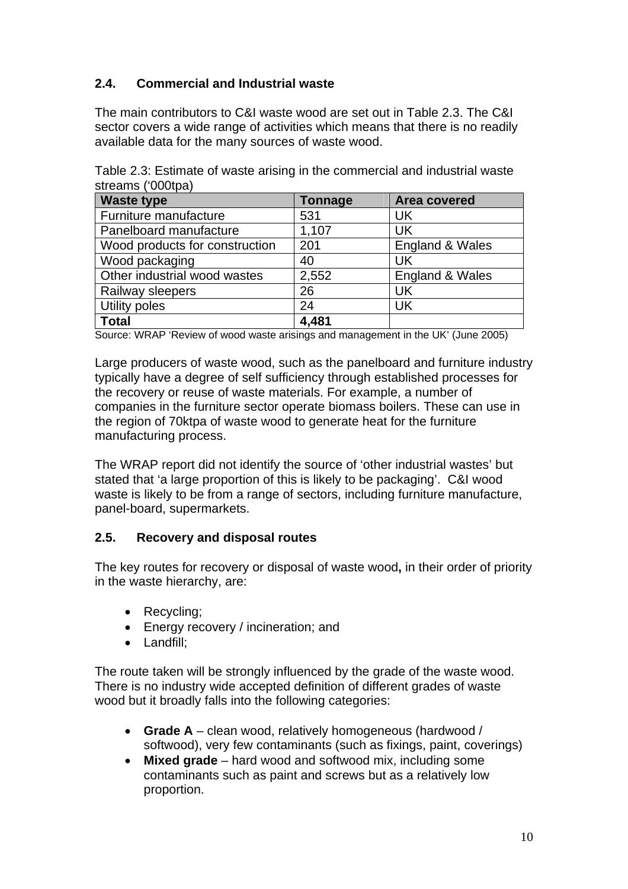## 2.4. Commercial and Industrial waste

The main contributors to C&I waste wood are set out in Table 2.3. The C&I sector covers a wide range of activities which means that there is no readily available data for the many sources of waste wood.

Table 2.3: Estimate of waste arising in the commercial and industrial waste streams ('000tpa)

| Waste type | Tonnage | Area covered |
|---|---|---|
| Furniture manufacture | 531 | UK |
| Panelboard manufacture | 1,107 | UK |
| Wood products for construction | 201 | England & Wales |
| Wood packaging | 40 | UK |
| Other industrial wood wastes | 2,552 | England & Wales |
| Railway sleepers | 26 | UK |
| Utility poles | 24 | UK |
| **Total** | **4,481** | |

Source: WRAP 'Review of wood waste arisings and management in the UK' (June 2005)

Large producers of waste wood, such as the panelboard and furniture industry typically have a degree of self sufficiency through established processes for the recovery or reuse of waste materials. For example, a number of companies in the furniture sector operate biomass boilers. These can use in the region of 70ktpa of waste wood to generate heat for the furniture manufacturing process.

The WRAP report did not identify the source of 'other industrial wastes' but stated that 'a large proportion of this is likely to be packaging'. C&I wood waste is likely to be from a range of sectors, including furniture manufacture, panel-board, supermarkets.

## 2.5. Recovery and disposal routes

The key routes for recovery or disposal of waste wood**,** in their order of priority in the waste hierarchy, are:

- Recycling;
- Energy recovery / incineration; and
- Landfill;

The route taken will be strongly influenced by the grade of the waste wood. There is no industry wide accepted definition of different grades of waste wood but it broadly falls into the following categories:

- **Grade A** – clean wood, relatively homogeneous (hardwood / softwood), very few contaminants (such as fixings, paint, coverings)
- **Mixed grade** – hard wood and softwood mix, including some contaminants such as paint and screws but as a relatively low proportion.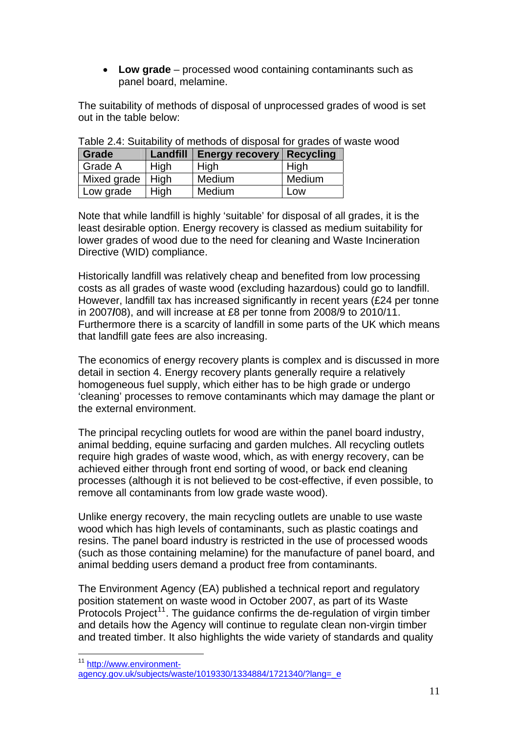- **Low grade** – processed wood containing contaminants such as panel board, melamine.

The suitability of methods of disposal of unprocessed grades of wood is set out in the table below:

Table 2.4: Suitability of methods of disposal for grades of waste wood

| Grade | Landfill | Energy recovery | Recycling |
|---|---|---|---|
| Grade A | High | High | High |
| Mixed grade | High | Medium | Medium |
| Low grade | High | Medium | Low |

Note that while landfill is highly 'suitable' for disposal of all grades, it is the least desirable option. Energy recovery is classed as medium suitability for lower grades of wood due to the need for cleaning and Waste Incineration Directive (WID) compliance.

Historically landfill was relatively cheap and benefited from low processing costs as all grades of waste wood (excluding hazardous) could go to landfill. However, landfill tax has increased significantly in recent years (£24 per tonne in 2007/08), and will increase at £8 per tonne from 2008/9 to 2010/11. Furthermore there is a scarcity of landfill in some parts of the UK which means that landfill gate fees are also increasing.

The economics of energy recovery plants is complex and is discussed in more detail in section 4. Energy recovery plants generally require a relatively homogeneous fuel supply, which either has to be high grade or undergo 'cleaning' processes to remove contaminants which may damage the plant or the external environment.

The principal recycling outlets for wood are within the panel board industry, animal bedding, equine surfacing and garden mulches. All recycling outlets require high grades of waste wood, which, as with energy recovery, can be achieved either through front end sorting of wood, or back end cleaning processes (although it is not believed to be cost-effective, if even possible, to remove all contaminants from low grade waste wood).

Unlike energy recovery, the main recycling outlets are unable to use waste wood which has high levels of contaminants, such as plastic coatings and resins. The panel board industry is restricted in the use of processed woods (such as those containing melamine) for the manufacture of panel board, and animal bedding users demand a product free from contaminants.

The Environment Agency (EA) published a technical report and regulatory position statement on waste wood in October 2007, as part of its Waste Protocols Project[11]. The guidance confirms the de-regulation of virgin timber and details how the Agency will continue to regulate clean non-virgin timber and treated timber. It also highlights the wide variety of standards and quality

[11] http://www.environment-agency.gov.uk/subjects/waste/1019330/1334884/1721340/?lang=_e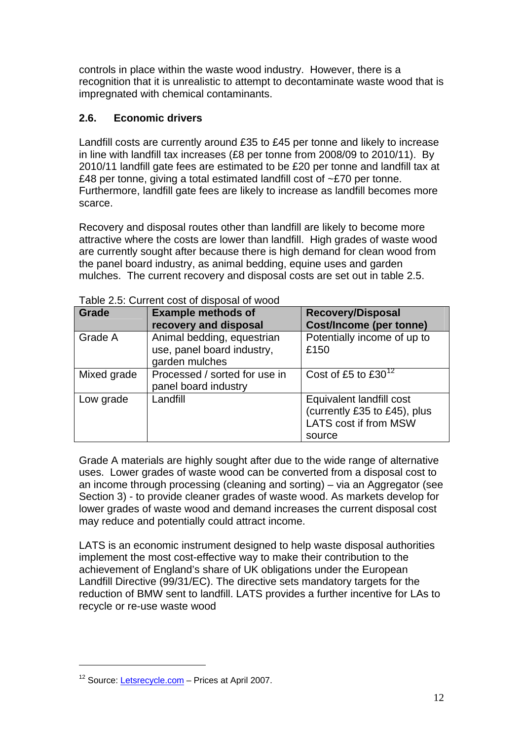controls in place within the waste wood industry. However, there is a recognition that it is unrealistic to attempt to decontaminate waste wood that is impregnated with chemical contaminants.

### 2.6. Economic drivers

Landfill costs are currently around £35 to £45 per tonne and likely to increase in line with landfill tax increases (£8 per tonne from 2008/09 to 2010/11). By 2010/11 landfill gate fees are estimated to be £20 per tonne and landfill tax at £48 per tonne, giving a total estimated landfill cost of ~£70 per tonne. Furthermore, landfill gate fees are likely to increase as landfill becomes more scarce.

Recovery and disposal routes other than landfill are likely to become more attractive where the costs are lower than landfill. High grades of waste wood are currently sought after because there is high demand for clean wood from the panel board industry, as animal bedding, equine uses and garden mulches. The current recovery and disposal costs are set out in table 2.5.

Table 2.5: Current cost of disposal of wood

| Grade | Example methods of recovery and disposal | Recovery/Disposal Cost/Income (per tonne) |
|---|---|---|
| Grade A | Animal bedding, equestrian use, panel board industry, garden mulches | Potentially income of up to £150 |
| Mixed grade | Processed / sorted for use in panel board industry | Cost of £5 to £30[12] |
| Low grade | Landfill | Equivalent landfill cost (currently £35 to £45), plus LATS cost if from MSW source |

Grade A materials are highly sought after due to the wide range of alternative uses. Lower grades of waste wood can be converted from a disposal cost to an income through processing (cleaning and sorting) – via an Aggregator (see Section 3) - to provide cleaner grades of waste wood. As markets develop for lower grades of waste wood and demand increases the current disposal cost may reduce and potentially could attract income.

LATS is an economic instrument designed to help waste disposal authorities implement the most cost-effective way to make their contribution to the achievement of England's share of UK obligations under the European Landfill Directive (99/31/EC). The directive sets mandatory targets for the reduction of BMW sent to landfill. LATS provides a further incentive for LAs to recycle or re-use waste wood

[12] Source: Letsrecycle.com – Prices at April 2007.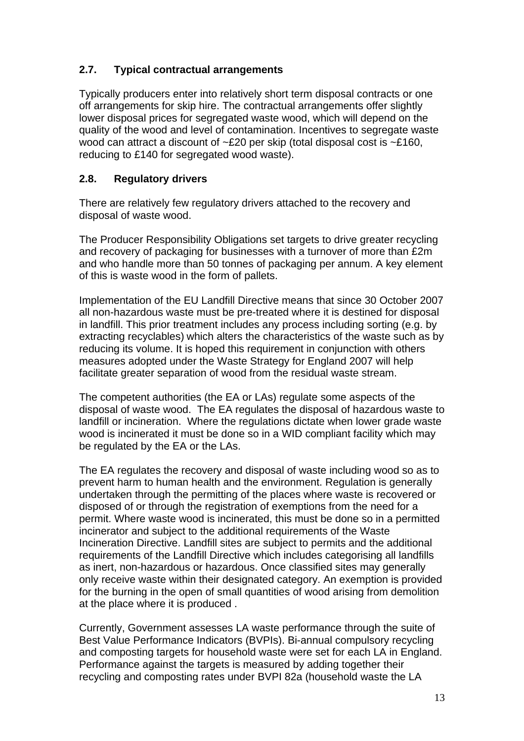## 2.7. Typical contractual arrangements

Typically producers enter into relatively short term disposal contracts or one off arrangements for skip hire. The contractual arrangements offer slightly lower disposal prices for segregated waste wood, which will depend on the quality of the wood and level of contamination. Incentives to segregate waste wood can attract a discount of ~£20 per skip (total disposal cost is ~£160, reducing to £140 for segregated wood waste).

## 2.8. Regulatory drivers

There are relatively few regulatory drivers attached to the recovery and disposal of waste wood.

The Producer Responsibility Obligations set targets to drive greater recycling and recovery of packaging for businesses with a turnover of more than £2m and who handle more than 50 tonnes of packaging per annum. A key element of this is waste wood in the form of pallets.

Implementation of the EU Landfill Directive means that since 30 October 2007 all non-hazardous waste must be pre-treated where it is destined for disposal in landfill. This prior treatment includes any process including sorting (e.g. by extracting recyclables) which alters the characteristics of the waste such as by reducing its volume. It is hoped this requirement in conjunction with others measures adopted under the Waste Strategy for England 2007 will help facilitate greater separation of wood from the residual waste stream.

The competent authorities (the EA or LAs) regulate some aspects of the disposal of waste wood. The EA regulates the disposal of hazardous waste to landfill or incineration. Where the regulations dictate when lower grade waste wood is incinerated it must be done so in a WID compliant facility which may be regulated by the EA or the LAs.

The EA regulates the recovery and disposal of waste including wood so as to prevent harm to human health and the environment. Regulation is generally undertaken through the permitting of the places where waste is recovered or disposed of or through the registration of exemptions from the need for a permit. Where waste wood is incinerated, this must be done so in a permitted incinerator and subject to the additional requirements of the Waste Incineration Directive. Landfill sites are subject to permits and the additional requirements of the Landfill Directive which includes categorising all landfills as inert, non-hazardous or hazardous. Once classified sites may generally only receive waste within their designated category. An exemption is provided for the burning in the open of small quantities of wood arising from demolition at the place where it is produced .

Currently, Government assesses LA waste performance through the suite of Best Value Performance Indicators (BVPIs). Bi-annual compulsory recycling and composting targets for household waste were set for each LA in England. Performance against the targets is measured by adding together their recycling and composting rates under BVPI 82a (household waste the LA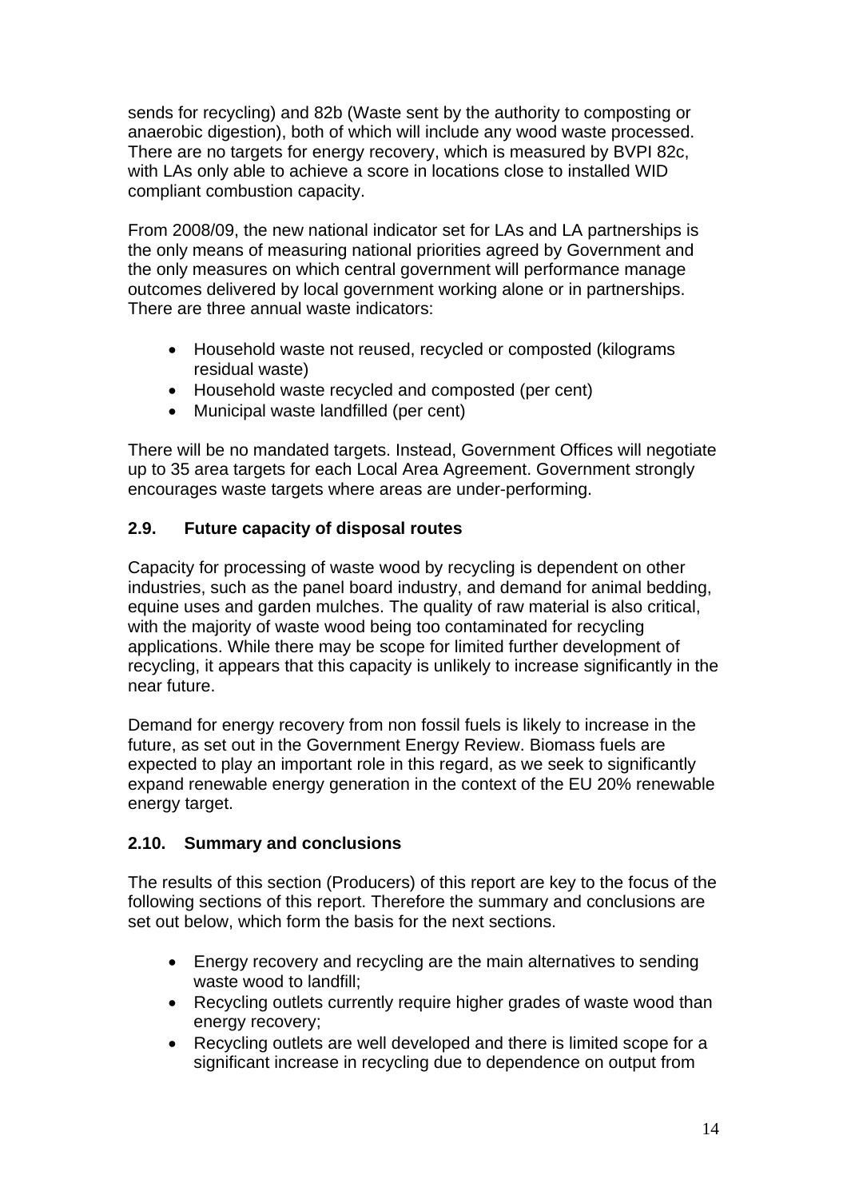sends for recycling) and 82b (Waste sent by the authority to composting or anaerobic digestion), both of which will include any wood waste processed. There are no targets for energy recovery, which is measured by BVPI 82c, with LAs only able to achieve a score in locations close to installed WID compliant combustion capacity.

From 2008/09, the new national indicator set for LAs and LA partnerships is the only means of measuring national priorities agreed by Government and the only measures on which central government will performance manage outcomes delivered by local government working alone or in partnerships. There are three annual waste indicators:

- Household waste not reused, recycled or composted (kilograms residual waste)
- Household waste recycled and composted (per cent)
- Municipal waste landfilled (per cent)

There will be no mandated targets. Instead, Government Offices will negotiate up to 35 area targets for each Local Area Agreement. Government strongly encourages waste targets where areas are under-performing.

## 2.9. Future capacity of disposal routes

Capacity for processing of waste wood by recycling is dependent on other industries, such as the panel board industry, and demand for animal bedding, equine uses and garden mulches. The quality of raw material is also critical, with the majority of waste wood being too contaminated for recycling applications. While there may be scope for limited further development of recycling, it appears that this capacity is unlikely to increase significantly in the near future.

Demand for energy recovery from non fossil fuels is likely to increase in the future, as set out in the Government Energy Review. Biomass fuels are expected to play an important role in this regard, as we seek to significantly expand renewable energy generation in the context of the EU 20% renewable energy target.

## 2.10. Summary and conclusions

The results of this section (Producers) of this report are key to the focus of the following sections of this report. Therefore the summary and conclusions are set out below, which form the basis for the next sections.

- Energy recovery and recycling are the main alternatives to sending waste wood to landfill;
- Recycling outlets currently require higher grades of waste wood than energy recovery;
- Recycling outlets are well developed and there is limited scope for a significant increase in recycling due to dependence on output from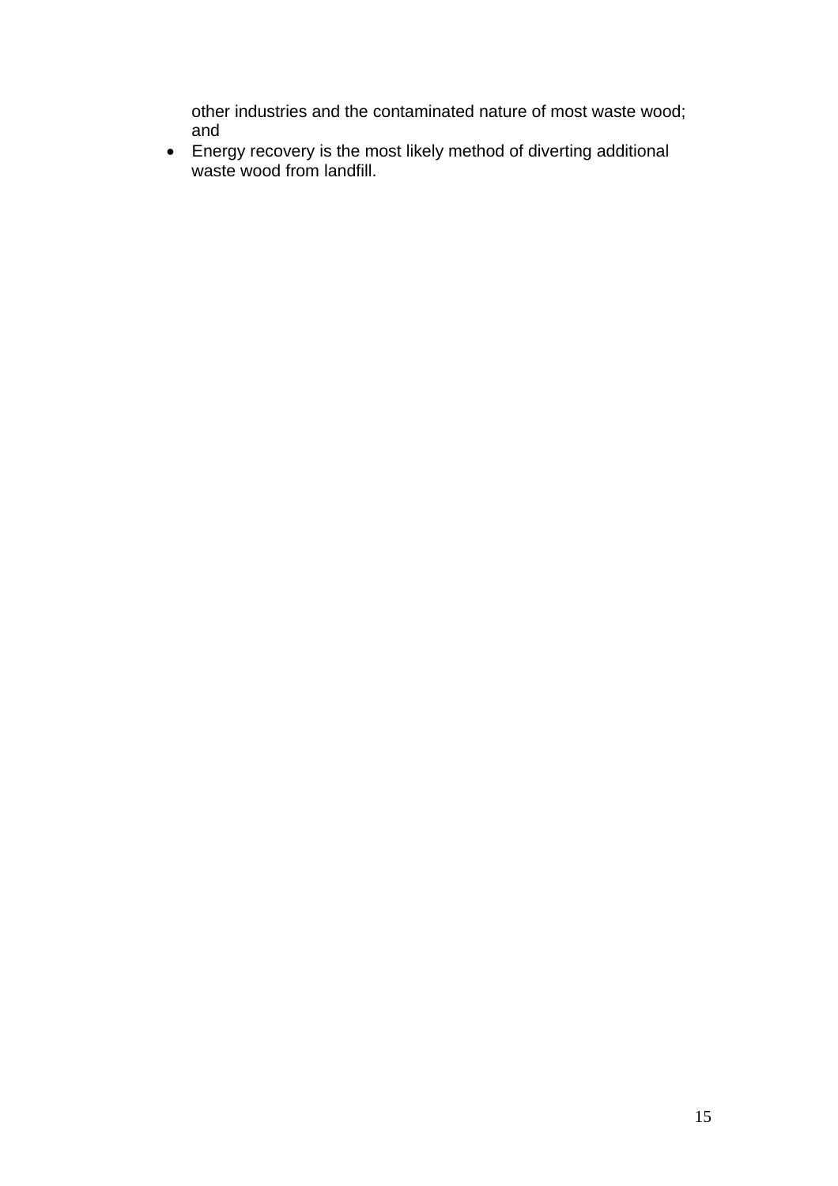other industries and the contaminated nature of most waste wood; and

- Energy recovery is the most likely method of diverting additional waste wood from landfill.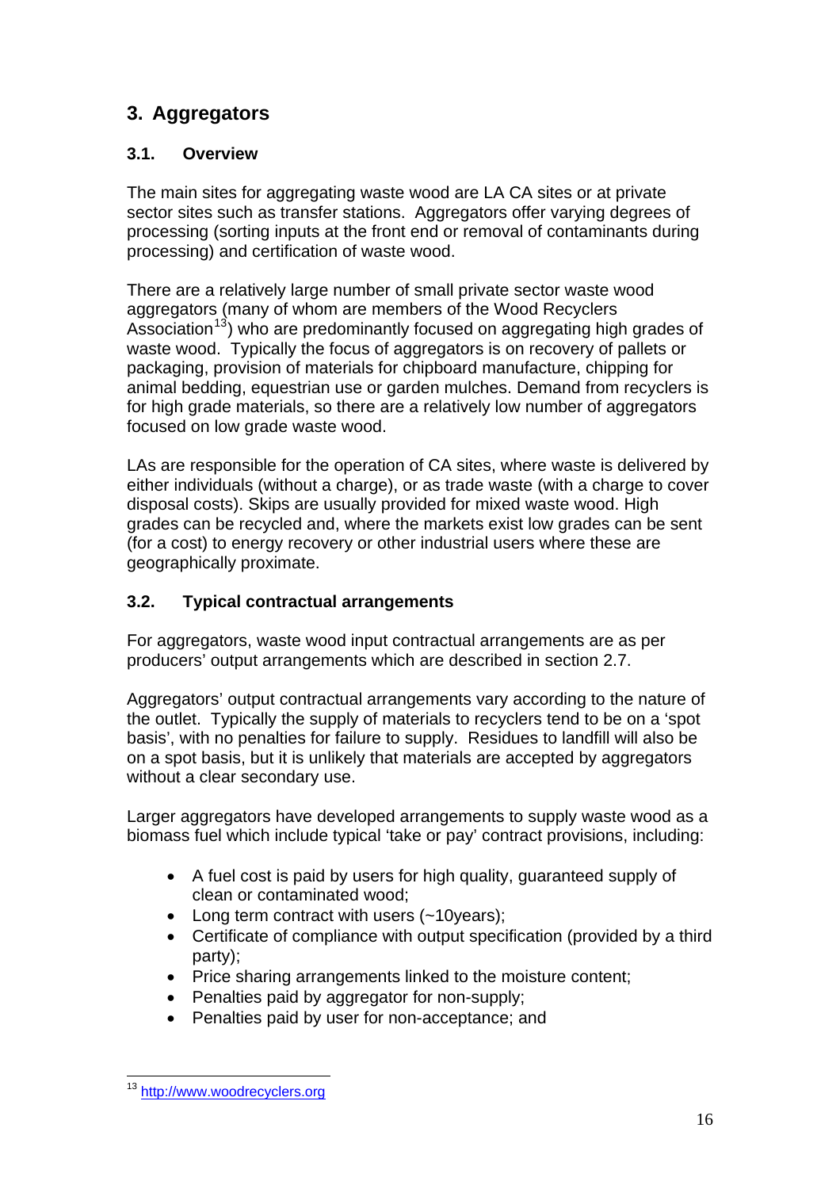## 3. Aggregators

### 3.1. Overview

The main sites for aggregating waste wood are LA CA sites or at private sector sites such as transfer stations. Aggregators offer varying degrees of processing (sorting inputs at the front end or removal of contaminants during processing) and certification of waste wood.

There are a relatively large number of small private sector waste wood aggregators (many of whom are members of the Wood Recyclers Association[13]) who are predominantly focused on aggregating high grades of waste wood. Typically the focus of aggregators is on recovery of pallets or packaging, provision of materials for chipboard manufacture, chipping for animal bedding, equestrian use or garden mulches. Demand from recyclers is for high grade materials, so there are a relatively low number of aggregators focused on low grade waste wood.

LAs are responsible for the operation of CA sites, where waste is delivered by either individuals (without a charge), or as trade waste (with a charge to cover disposal costs). Skips are usually provided for mixed waste wood. High grades can be recycled and, where the markets exist low grades can be sent (for a cost) to energy recovery or other industrial users where these are geographically proximate.

### 3.2. Typical contractual arrangements

For aggregators, waste wood input contractual arrangements are as per producers' output arrangements which are described in section 2.7.

Aggregators' output contractual arrangements vary according to the nature of the outlet. Typically the supply of materials to recyclers tend to be on a 'spot basis', with no penalties for failure to supply. Residues to landfill will also be on a spot basis, but it is unlikely that materials are accepted by aggregators without a clear secondary use.

Larger aggregators have developed arrangements to supply waste wood as a biomass fuel which include typical 'take or pay' contract provisions, including:

- A fuel cost is paid by users for high quality, guaranteed supply of clean or contaminated wood;
- Long term contract with users (~10years);
- Certificate of compliance with output specification (provided by a third party);
- Price sharing arrangements linked to the moisture content;
- Penalties paid by aggregator for non-supply;
- Penalties paid by user for non-acceptance; and

[13] http://www.woodrecyclers.org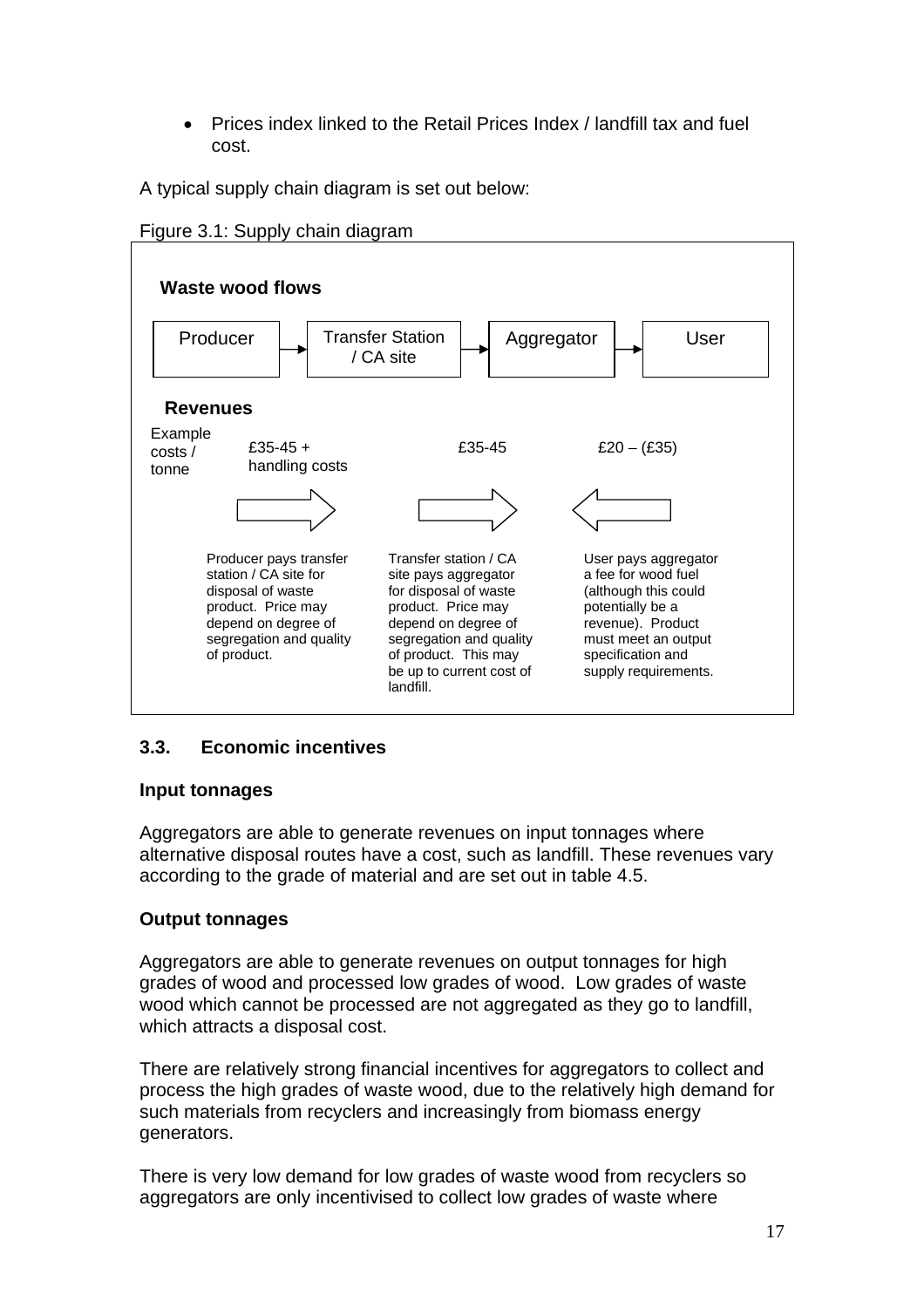- Prices index linked to the Retail Prices Index / landfill tax and fuel cost.

A typical supply chain diagram is set out below:

Figure 3.1: Supply chain diagram

**Waste wood flows**

Producer → Transfer Station / CA site → Aggregator → User

**Revenues**

| Example costs / tonne | £35-45 + handling costs | £35-45 | £20 – (£35) |
|---|---|---|---|
| | → | → | ← |
| | Producer pays transfer station / CA site for disposal of waste product. Price may depend on degree of segregation and quality of product. | Transfer station / CA site pays aggregator for disposal of waste product. Price may depend on degree of segregation and quality of product. This may be up to current cost of landfill. | User pays aggregator a fee for wood fuel (although this could potentially be a revenue). Product must meet an output specification and supply requirements. |

## 3.3. Economic incentives

**Input tonnages**

Aggregators are able to generate revenues on input tonnages where alternative disposal routes have a cost, such as landfill. These revenues vary according to the grade of material and are set out in table 4.5.

**Output tonnages**

Aggregators are able to generate revenues on output tonnages for high grades of wood and processed low grades of wood. Low grades of waste wood which cannot be processed are not aggregated as they go to landfill, which attracts a disposal cost.

There are relatively strong financial incentives for aggregators to collect and process the high grades of waste wood, due to the relatively high demand for such materials from recyclers and increasingly from biomass energy generators.

There is very low demand for low grades of waste wood from recyclers so aggregators are only incentivised to collect low grades of waste where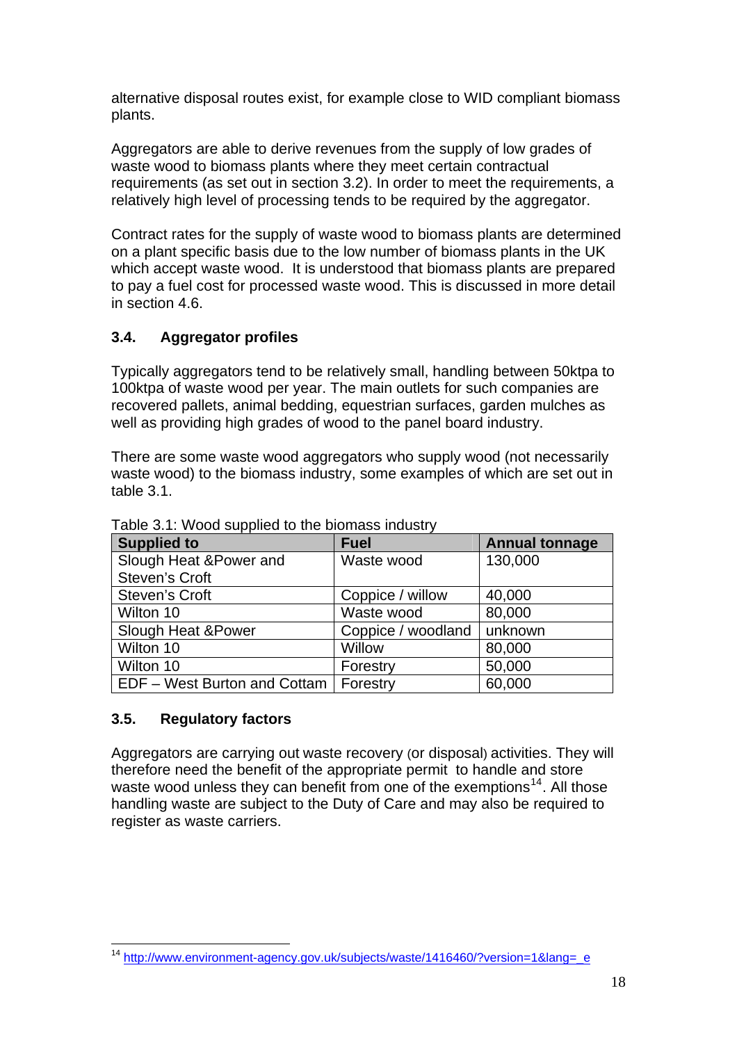alternative disposal routes exist, for example close to WID compliant biomass plants.

Aggregators are able to derive revenues from the supply of low grades of waste wood to biomass plants where they meet certain contractual requirements (as set out in section 3.2). In order to meet the requirements, a relatively high level of processing tends to be required by the aggregator.

Contract rates for the supply of waste wood to biomass plants are determined on a plant specific basis due to the low number of biomass plants in the UK which accept waste wood. It is understood that biomass plants are prepared to pay a fuel cost for processed waste wood. This is discussed in more detail in section 4.6.

### 3.4. Aggregator profiles

Typically aggregators tend to be relatively small, handling between 50ktpa to 100ktpa of waste wood per year. The main outlets for such companies are recovered pallets, animal bedding, equestrian surfaces, garden mulches as well as providing high grades of wood to the panel board industry.

There are some waste wood aggregators who supply wood (not necessarily waste wood) to the biomass industry, some examples of which are set out in table 3.1.

Table 3.1: Wood supplied to the biomass industry

| Supplied to | Fuel | Annual tonnage |
|---|---|---|
| Slough Heat &Power and Steven's Croft | Waste wood | 130,000 |
| Steven's Croft | Coppice / willow | 40,000 |
| Wilton 10 | Waste wood | 80,000 |
| Slough Heat &Power | Coppice / woodland | unknown |
| Wilton 10 | Willow | 80,000 |
| Wilton 10 | Forestry | 50,000 |
| EDF – West Burton and Cottam | Forestry | 60,000 |

### 3.5. Regulatory factors

Aggregators are carrying out waste recovery (or disposal) activities. They will therefore need the benefit of the appropriate permit to handle and store waste wood unless they can benefit from one of the exemptions[14]. All those handling waste are subject to the Duty of Care and may also be required to register as waste carriers.

[14] http://www.environment-agency.gov.uk/subjects/waste/1416460/?version=1&lang=_e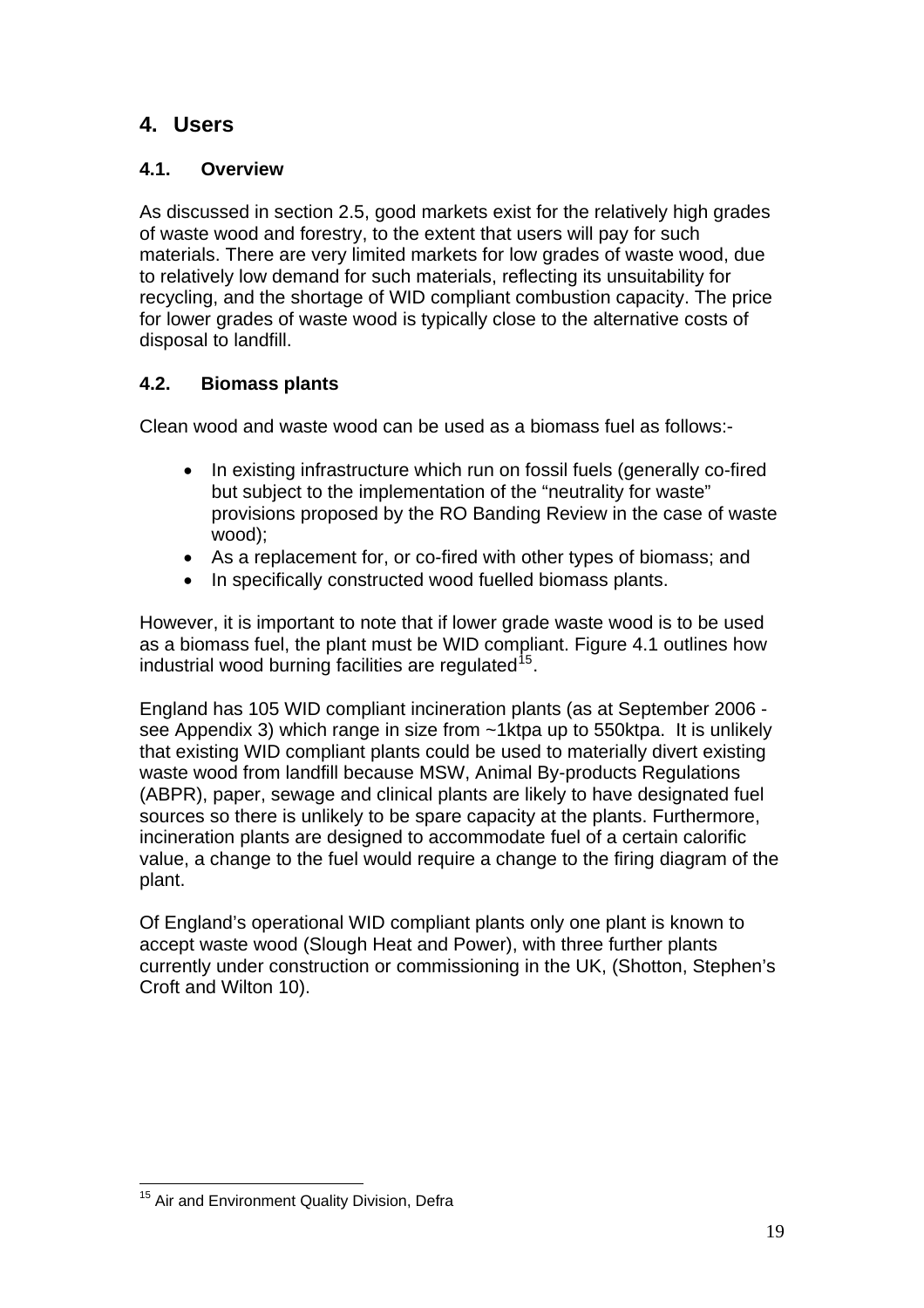# 4. Users

## 4.1. Overview

As discussed in section 2.5, good markets exist for the relatively high grades of waste wood and forestry, to the extent that users will pay for such materials. There are very limited markets for low grades of waste wood, due to relatively low demand for such materials, reflecting its unsuitability for recycling, and the shortage of WID compliant combustion capacity. The price for lower grades of waste wood is typically close to the alternative costs of disposal to landfill.

## 4.2. Biomass plants

Clean wood and waste wood can be used as a biomass fuel as follows:-

- In existing infrastructure which run on fossil fuels (generally co-fired but subject to the implementation of the "neutrality for waste" provisions proposed by the RO Banding Review in the case of waste wood);
- As a replacement for, or co-fired with other types of biomass; and
- In specifically constructed wood fuelled biomass plants.

However, it is important to note that if lower grade waste wood is to be used as a biomass fuel, the plant must be WID compliant. Figure 4.1 outlines how industrial wood burning facilities are regulated[15].

England has 105 WID compliant incineration plants (as at September 2006 - see Appendix 3) which range in size from ~1ktpa up to 550ktpa. It is unlikely that existing WID compliant plants could be used to materially divert existing waste wood from landfill because MSW, Animal By-products Regulations (ABPR), paper, sewage and clinical plants are likely to have designated fuel sources so there is unlikely to be spare capacity at the plants. Furthermore, incineration plants are designed to accommodate fuel of a certain calorific value, a change to the fuel would require a change to the firing diagram of the plant.

Of England's operational WID compliant plants only one plant is known to accept waste wood (Slough Heat and Power), with three further plants currently under construction or commissioning in the UK, (Shotton, Stephen's Croft and Wilton 10).

---

[15] Air and Environment Quality Division, Defra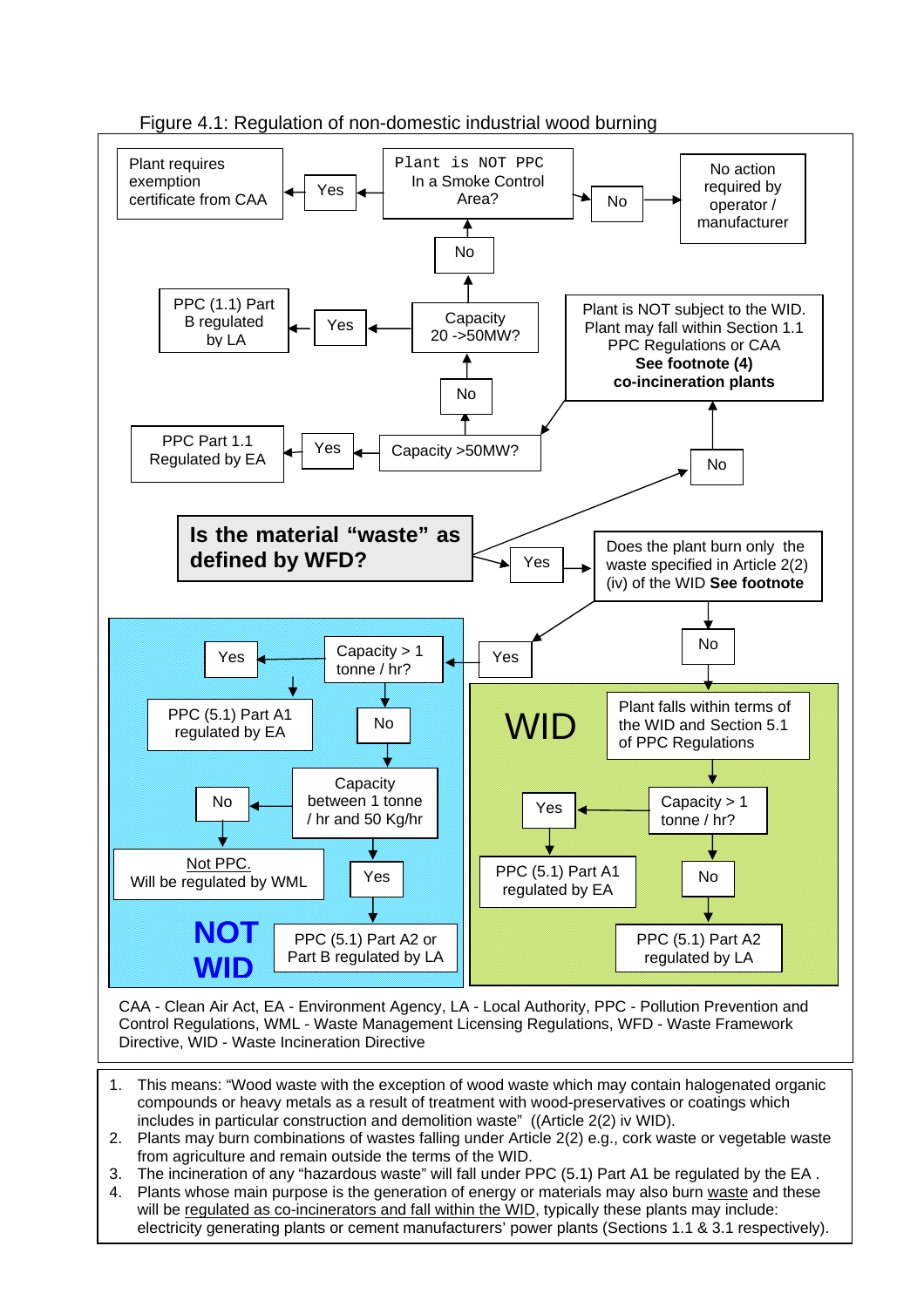Figure 4.1: Regulation of non-domestic industrial wood burning

**Is the material "waste" as defined by WFD?**

- **No** → Plant is NOT subject to the WID. Plant may fall within Section 1.1 PPC Regulations or CAA **See footnote (4) co-incineration plants**
  - Capacity >50MW?
    - Yes → PPC Part 1.1 Regulated by EA
    - No → Capacity 20 ->50MW?
      - Yes → PPC (1.1) Part B regulated by LA
      - No → Plant is NOT PPC In a Smoke Control Area?
        - Yes → Plant requires exemption certificate from CAA
        - No → No action required by operator / manufacturer
- **Yes** → Does the plant burn only the waste specified in Article 2(2)(iv) of the WID **See footnote**
  - Yes → **NOT WID**
    - Capacity > 1 tonne / hr?
      - Yes → PPC (5.1) Part A1 regulated by EA
      - No → Capacity between 1 tonne / hr and 50 Kg/hr
        - Yes → PPC (5.1) Part A2 or Part B regulated by LA
        - No → Not PPC. Will be regulated by WML
  - No → **WID**
    - Plant falls within terms of the WID and Section 5.1 of PPC Regulations
      - Capacity > 1 tonne / hr?
        - Yes → PPC (5.1) Part A1 regulated by EA
        - No → PPC (5.1) Part A2 regulated by LA

CAA - Clean Air Act, EA - Environment Agency, LA - Local Authority, PPC - Pollution Prevention and Control Regulations, WML - Waste Management Licensing Regulations, WFD - Waste Framework Directive, WID - Waste Incineration Directive

1. This means: "Wood waste with the exception of wood waste which may contain halogenated organic compounds or heavy metals as a result of treatment with wood-preservatives or coatings which includes in particular construction and demolition waste" ((Article 2(2) iv WID).
2. Plants may burn combinations of wastes falling under Article 2(2) e.g., cork waste or vegetable waste from agriculture and remain outside the terms of the WID.
3. The incineration of any "hazardous waste" will fall under PPC (5.1) Part A1 be regulated by the EA .
4. Plants whose main purpose is the generation of energy or materials may also burn waste and these will be regulated as co-incinerators and fall within the WID, typically these plants may include: electricity generating plants or cement manufacturers' power plants (Sections 1.1 & 3.1 respectively).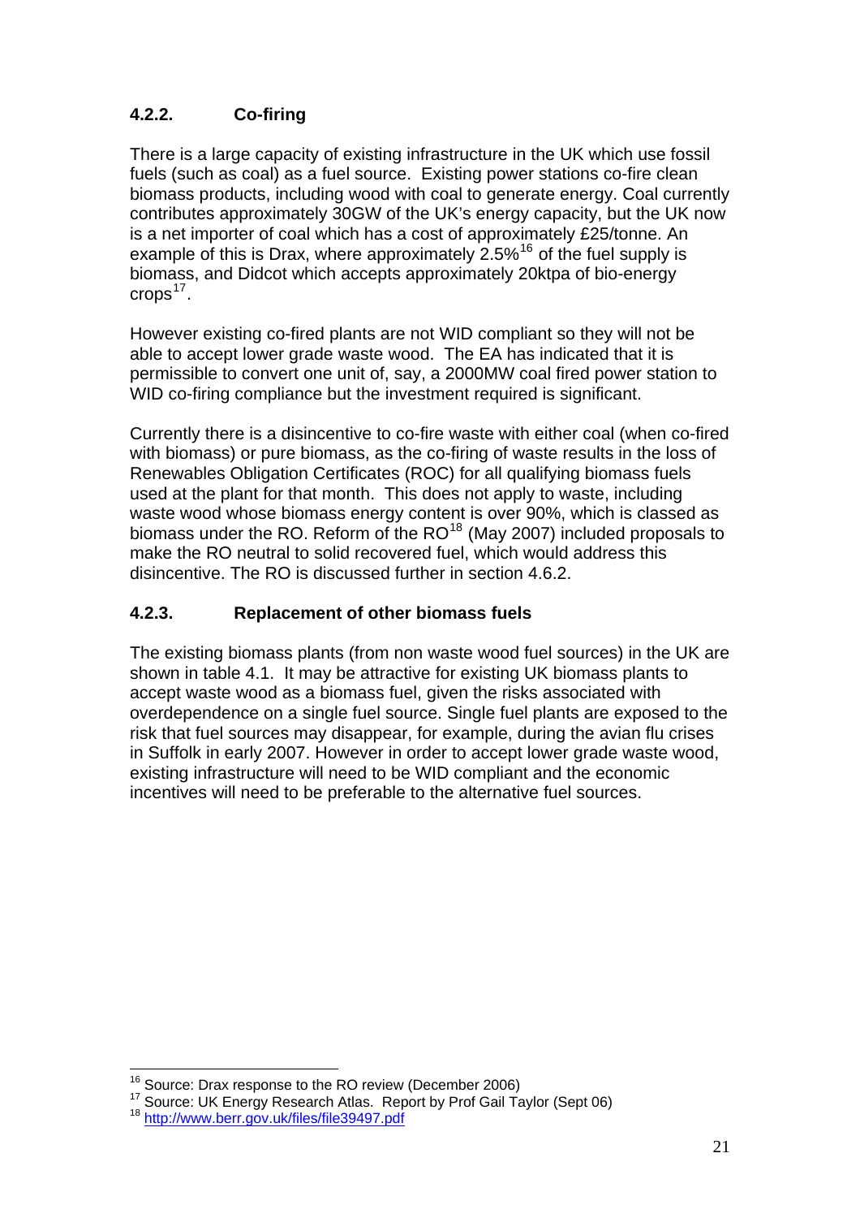### 4.2.2. Co-firing

There is a large capacity of existing infrastructure in the UK which use fossil fuels (such as coal) as a fuel source. Existing power stations co-fire clean biomass products, including wood with coal to generate energy. Coal currently contributes approximately 30GW of the UK's energy capacity, but the UK now is a net importer of coal which has a cost of approximately £25/tonne. An example of this is Drax, where approximately 2.5%[16] of the fuel supply is biomass, and Didcot which accepts approximately 20ktpa of bio-energy crops[17].

However existing co-fired plants are not WID compliant so they will not be able to accept lower grade waste wood. The EA has indicated that it is permissible to convert one unit of, say, a 2000MW coal fired power station to WID co-firing compliance but the investment required is significant.

Currently there is a disincentive to co-fire waste with either coal (when co-fired with biomass) or pure biomass, as the co-firing of waste results in the loss of Renewables Obligation Certificates (ROC) for all qualifying biomass fuels used at the plant for that month. This does not apply to waste, including waste wood whose biomass energy content is over 90%, which is classed as biomass under the RO. Reform of the RO[18] (May 2007) included proposals to make the RO neutral to solid recovered fuel, which would address this disincentive. The RO is discussed further in section 4.6.2.

### 4.2.3. Replacement of other biomass fuels

The existing biomass plants (from non waste wood fuel sources) in the UK are shown in table 4.1. It may be attractive for existing UK biomass plants to accept waste wood as a biomass fuel, given the risks associated with overdependence on a single fuel source. Single fuel plants are exposed to the risk that fuel sources may disappear, for example, during the avian flu crises in Suffolk in early 2007. However in order to accept lower grade waste wood, existing infrastructure will need to be WID compliant and the economic incentives will need to be preferable to the alternative fuel sources.

---

[16] Source: Drax response to the RO review (December 2006)

[17] Source: UK Energy Research Atlas. Report by Prof Gail Taylor (Sept 06)

[18] http://www.berr.gov.uk/files/file39497.pdf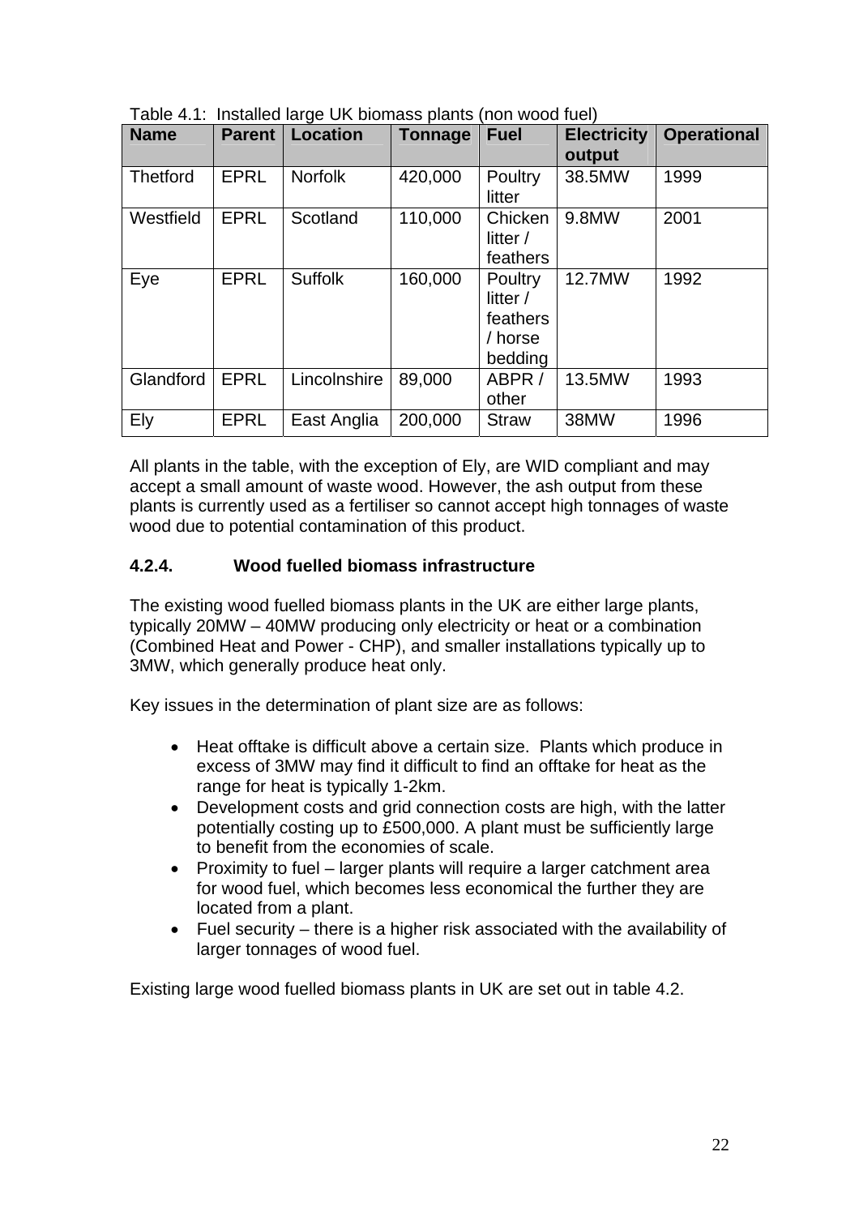Table 4.1: Installed large UK biomass plants (non wood fuel)

| Name | Parent | Location | Tonnage | Fuel | Electricity output | Operational |
|---|---|---|---|---|---|---|
| Thetford | EPRL | Norfolk | 420,000 | Poultry litter | 38.5MW | 1999 |
| Westfield | EPRL | Scotland | 110,000 | Chicken litter / feathers | 9.8MW | 2001 |
| Eye | EPRL | Suffolk | 160,000 | Poultry litter / feathers / horse bedding | 12.7MW | 1992 |
| Glandford | EPRL | Lincolnshire | 89,000 | ABPR / other | 13.5MW | 1993 |
| Ely | EPRL | East Anglia | 200,000 | Straw | 38MW | 1996 |

All plants in the table, with the exception of Ely, are WID compliant and may accept a small amount of waste wood. However, the ash output from these plants is currently used as a fertiliser so cannot accept high tonnages of waste wood due to potential contamination of this product.

### 4.2.4. Wood fuelled biomass infrastructure

The existing wood fuelled biomass plants in the UK are either large plants, typically 20MW – 40MW producing only electricity or heat or a combination (Combined Heat and Power - CHP), and smaller installations typically up to 3MW, which generally produce heat only.

Key issues in the determination of plant size are as follows:

- Heat offtake is difficult above a certain size. Plants which produce in excess of 3MW may find it difficult to find an offtake for heat as the range for heat is typically 1-2km.
- Development costs and grid connection costs are high, with the latter potentially costing up to £500,000. A plant must be sufficiently large to benefit from the economies of scale.
- Proximity to fuel – larger plants will require a larger catchment area for wood fuel, which becomes less economical the further they are located from a plant.
- Fuel security – there is a higher risk associated with the availability of larger tonnages of wood fuel.

Existing large wood fuelled biomass plants in UK are set out in table 4.2.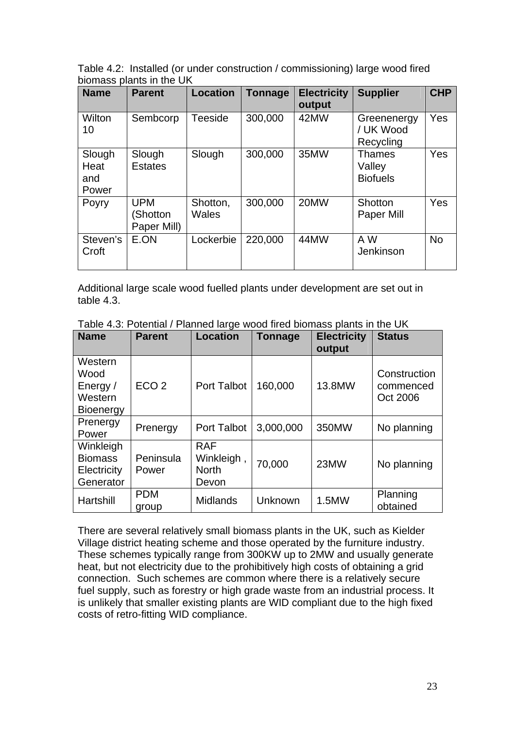Table 4.2: Installed (or under construction / commissioning) large wood fired biomass plants in the UK

| Name | Parent | Location | Tonnage | Electricity output | Supplier | CHP |
|---|---|---|---|---|---|---|
| Wilton 10 | Sembcorp | Teeside | 300,000 | 42MW | Greenenergy / UK Wood Recycling | Yes |
| Slough Heat and Power | Slough Estates | Slough | 300,000 | 35MW | Thames Valley Biofuels | Yes |
| Poyry | UPM (Shotton Paper Mill) | Shotton, Wales | 300,000 | 20MW | Shotton Paper Mill | Yes |
| Steven's Croft | E.ON | Lockerbie | 220,000 | 44MW | A W Jenkinson | No |

Additional large scale wood fuelled plants under development are set out in table 4.3.

Table 4.3: Potential / Planned large wood fired biomass plants in the UK

| Name | Parent | Location | Tonnage | Electricity output | Status |
|---|---|---|---|---|---|
| Western Wood Energy / Western Bioenergy | ECO 2 | Port Talbot | 160,000 | 13.8MW | Construction commenced Oct 2006 |
| Prenergy Power | Prenergy | Port Talbot | 3,000,000 | 350MW | No planning |
| Winkleigh Biomass Electricity Generator | Peninsula Power | RAF Winkleigh , North Devon | 70,000 | 23MW | No planning |
| Hartshill | PDM group | Midlands | Unknown | 1.5MW | Planning obtained |

There are several relatively small biomass plants in the UK, such as Kielder Village district heating scheme and those operated by the furniture industry. These schemes typically range from 300KW up to 2MW and usually generate heat, but not electricity due to the prohibitively high costs of obtaining a grid connection. Such schemes are common where there is a relatively secure fuel supply, such as forestry or high grade waste from an industrial process. It is unlikely that smaller existing plants are WID compliant due to the high fixed costs of retro-fitting WID compliance.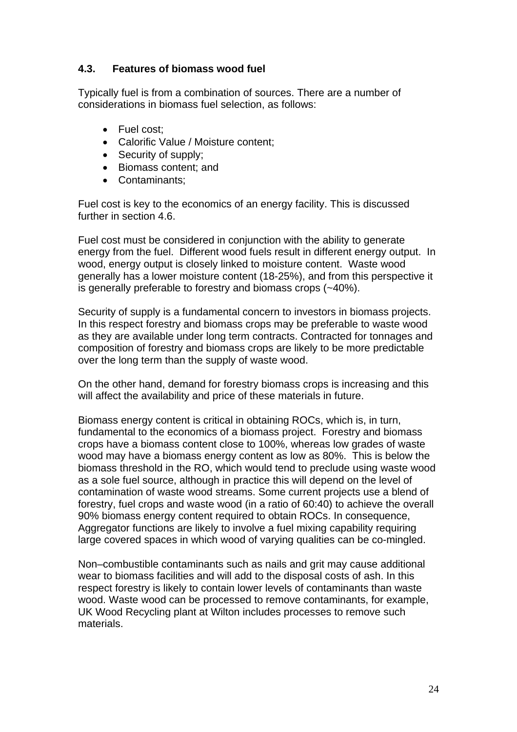### 4.3. Features of biomass wood fuel

Typically fuel is from a combination of sources. There are a number of considerations in biomass fuel selection, as follows:

- Fuel cost;
- Calorific Value / Moisture content;
- Security of supply;
- Biomass content; and
- Contaminants;

Fuel cost is key to the economics of an energy facility. This is discussed further in section 4.6.

Fuel cost must be considered in conjunction with the ability to generate energy from the fuel. Different wood fuels result in different energy output. In wood, energy output is closely linked to moisture content. Waste wood generally has a lower moisture content (18-25%), and from this perspective it is generally preferable to forestry and biomass crops (~40%).

Security of supply is a fundamental concern to investors in biomass projects. In this respect forestry and biomass crops may be preferable to waste wood as they are available under long term contracts. Contracted for tonnages and composition of forestry and biomass crops are likely to be more predictable over the long term than the supply of waste wood.

On the other hand, demand for forestry biomass crops is increasing and this will affect the availability and price of these materials in future.

Biomass energy content is critical in obtaining ROCs, which is, in turn, fundamental to the economics of a biomass project. Forestry and biomass crops have a biomass content close to 100%, whereas low grades of waste wood may have a biomass energy content as low as 80%. This is below the biomass threshold in the RO, which would tend to preclude using waste wood as a sole fuel source, although in practice this will depend on the level of contamination of waste wood streams. Some current projects use a blend of forestry, fuel crops and waste wood (in a ratio of 60:40) to achieve the overall 90% biomass energy content required to obtain ROCs. In consequence, Aggregator functions are likely to involve a fuel mixing capability requiring large covered spaces in which wood of varying qualities can be co-mingled.

Non–combustible contaminants such as nails and grit may cause additional wear to biomass facilities and will add to the disposal costs of ash. In this respect forestry is likely to contain lower levels of contaminants than waste wood. Waste wood can be processed to remove contaminants, for example, UK Wood Recycling plant at Wilton includes processes to remove such materials.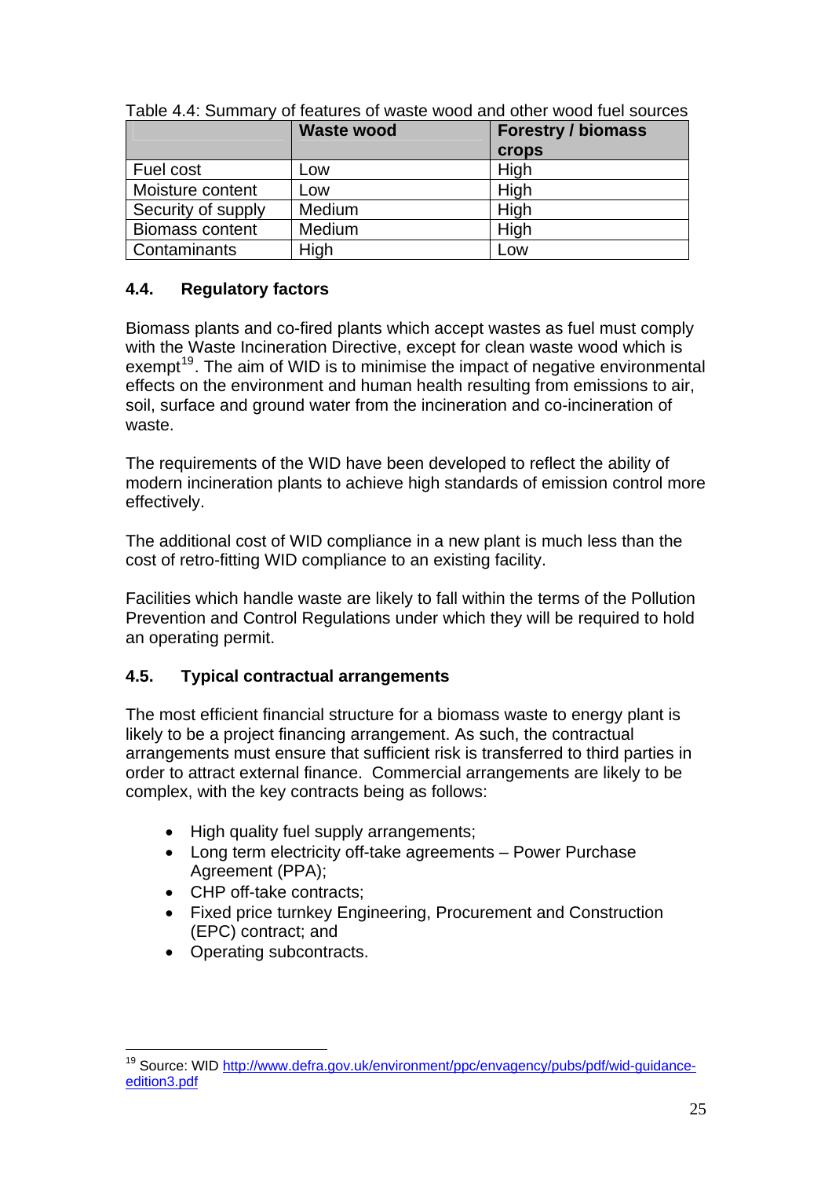Table 4.4: Summary of features of waste wood and other wood fuel sources

| | Waste wood | Forestry / biomass crops |
|---|---|---|
| Fuel cost | Low | High |
| Moisture content | Low | High |
| Security of supply | Medium | High |
| Biomass content | Medium | High |
| Contaminants | High | Low |

### 4.4. Regulatory factors

Biomass plants and co-fired plants which accept wastes as fuel must comply with the Waste Incineration Directive, except for clean waste wood which is exempt[19]. The aim of WID is to minimise the impact of negative environmental effects on the environment and human health resulting from emissions to air, soil, surface and ground water from the incineration and co-incineration of waste.

The requirements of the WID have been developed to reflect the ability of modern incineration plants to achieve high standards of emission control more effectively.

The additional cost of WID compliance in a new plant is much less than the cost of retro-fitting WID compliance to an existing facility.

Facilities which handle waste are likely to fall within the terms of the Pollution Prevention and Control Regulations under which they will be required to hold an operating permit.

### 4.5. Typical contractual arrangements

The most efficient financial structure for a biomass waste to energy plant is likely to be a project financing arrangement. As such, the contractual arrangements must ensure that sufficient risk is transferred to third parties in order to attract external finance. Commercial arrangements are likely to be complex, with the key contracts being as follows:

- High quality fuel supply arrangements;
- Long term electricity off-take agreements – Power Purchase Agreement (PPA);
- CHP off-take contracts;
- Fixed price turnkey Engineering, Procurement and Construction (EPC) contract; and
- Operating subcontracts.

[19] Source: WID http://www.defra.gov.uk/environment/ppc/envagency/pubs/pdf/wid-guidance-edition3.pdf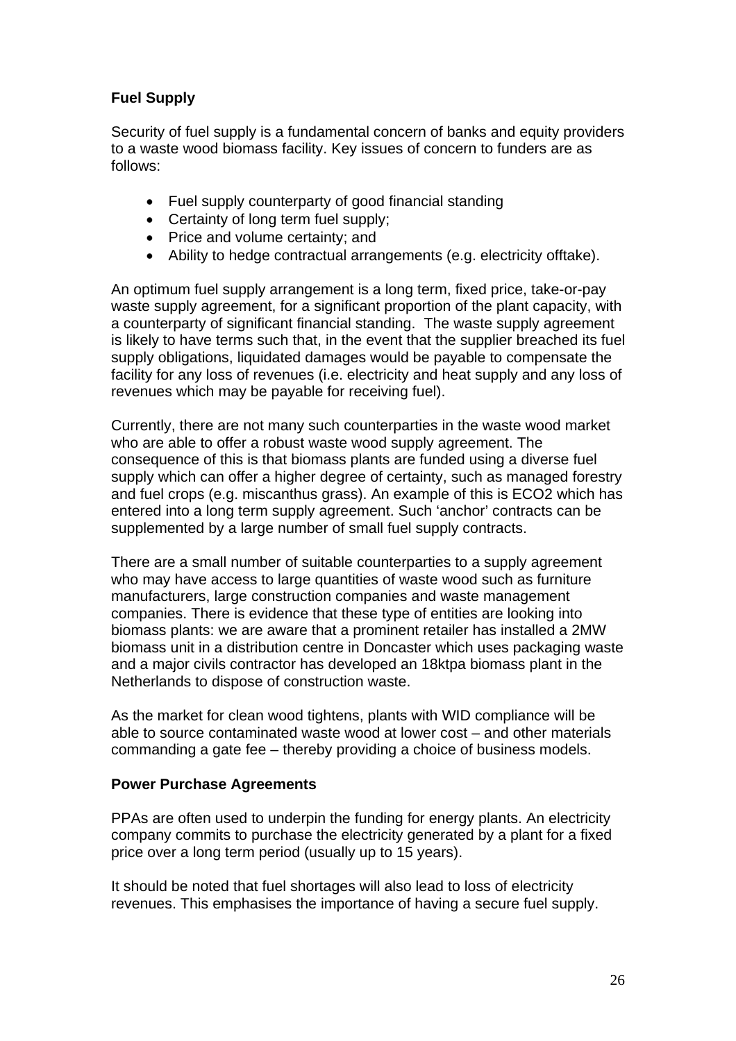**Fuel Supply**

Security of fuel supply is a fundamental concern of banks and equity providers to a waste wood biomass facility. Key issues of concern to funders are as follows:

- Fuel supply counterparty of good financial standing
- Certainty of long term fuel supply;
- Price and volume certainty; and
- Ability to hedge contractual arrangements (e.g. electricity offtake).

An optimum fuel supply arrangement is a long term, fixed price, take-or-pay waste supply agreement, for a significant proportion of the plant capacity, with a counterparty of significant financial standing. The waste supply agreement is likely to have terms such that, in the event that the supplier breached its fuel supply obligations, liquidated damages would be payable to compensate the facility for any loss of revenues (i.e. electricity and heat supply and any loss of revenues which may be payable for receiving fuel).

Currently, there are not many such counterparties in the waste wood market who are able to offer a robust waste wood supply agreement. The consequence of this is that biomass plants are funded using a diverse fuel supply which can offer a higher degree of certainty, such as managed forestry and fuel crops (e.g. miscanthus grass). An example of this is ECO2 which has entered into a long term supply agreement. Such 'anchor' contracts can be supplemented by a large number of small fuel supply contracts.

There are a small number of suitable counterparties to a supply agreement who may have access to large quantities of waste wood such as furniture manufacturers, large construction companies and waste management companies. There is evidence that these type of entities are looking into biomass plants: we are aware that a prominent retailer has installed a 2MW biomass unit in a distribution centre in Doncaster which uses packaging waste and a major civils contractor has developed an 18ktpa biomass plant in the Netherlands to dispose of construction waste.

As the market for clean wood tightens, plants with WID compliance will be able to source contaminated waste wood at lower cost – and other materials commanding a gate fee – thereby providing a choice of business models.

**Power Purchase Agreements**

PPAs are often used to underpin the funding for energy plants. An electricity company commits to purchase the electricity generated by a plant for a fixed price over a long term period (usually up to 15 years).

It should be noted that fuel shortages will also lead to loss of electricity revenues. This emphasises the importance of having a secure fuel supply.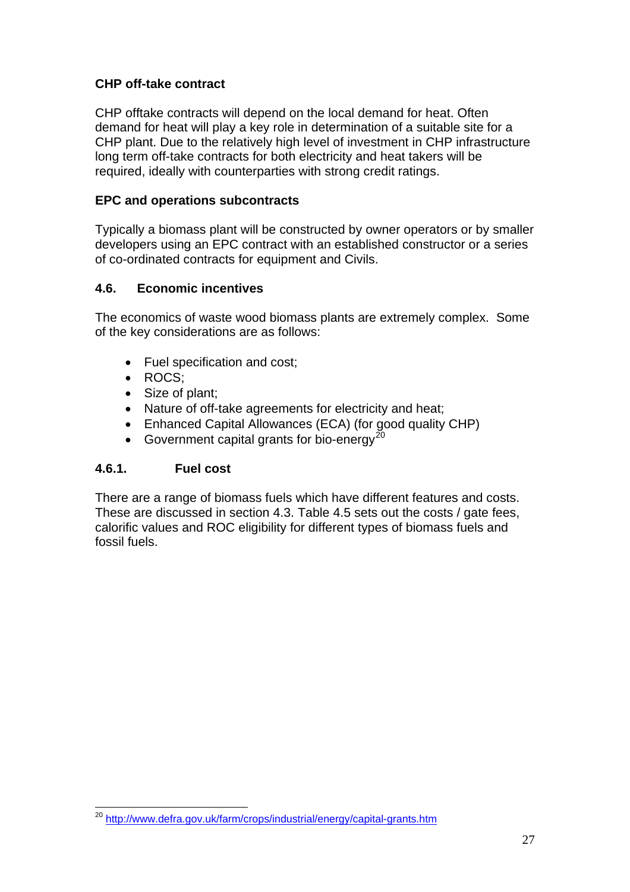**CHP off-take contract**

CHP offtake contracts will depend on the local demand for heat. Often demand for heat will play a key role in determination of a suitable site for a CHP plant. Due to the relatively high level of investment in CHP infrastructure long term off-take contracts for both electricity and heat takers will be required, ideally with counterparties with strong credit ratings.

**EPC and operations subcontracts**

Typically a biomass plant will be constructed by owner operators or by smaller developers using an EPC contract with an established constructor or a series of co-ordinated contracts for equipment and Civils.

## 4.6. Economic incentives

The economics of waste wood biomass plants are extremely complex. Some of the key considerations are as follows:

- Fuel specification and cost;
- ROCS;
- Size of plant;
- Nature of off-take agreements for electricity and heat;
- Enhanced Capital Allowances (ECA) (for good quality CHP)
- Government capital grants for bio-energy[20]

### 4.6.1. Fuel cost

There are a range of biomass fuels which have different features and costs. These are discussed in section 4.3. Table 4.5 sets out the costs / gate fees, calorific values and ROC eligibility for different types of biomass fuels and fossil fuels.

---

[20] http://www.defra.gov.uk/farm/crops/industrial/energy/capital-grants.htm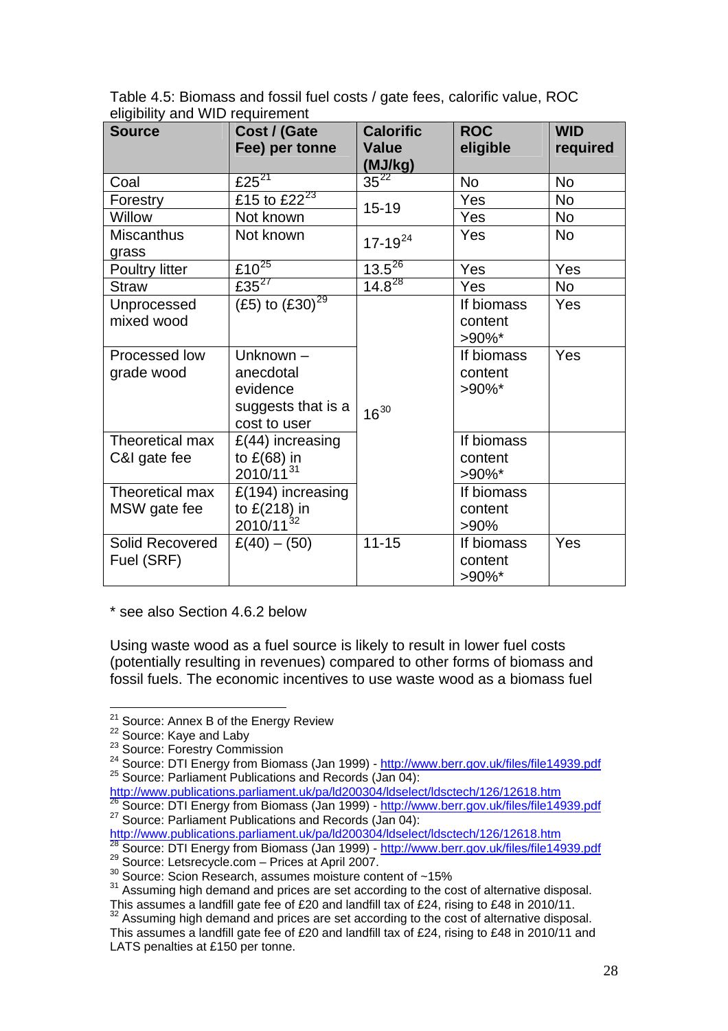Table 4.5: Biomass and fossil fuel costs / gate fees, calorific value, ROC eligibility and WID requirement

| Source | Cost / (Gate Fee) per tonne | Calorific Value (MJ/kg) | ROC eligible | WID required |
|---|---|---|---|---|
| Coal | £25[21] | 35[22] | No | No |
| Forestry | £15 to £22[23] | 15-19 | Yes | No |
| Willow | Not known | 15-19 | Yes | No |
| Miscanthus grass | Not known | 17-19[24] | Yes | No |
| Poultry litter | £10[25] | 13.5[26] | Yes | Yes |
| Straw | £35[27] | 14.8[28] | Yes | No |
| Unprocessed mixed wood | (£5) to (£30)[29] | 16[30] | If biomass content >90%* | Yes |
| Processed low grade wood | Unknown – anecdotal evidence suggests that is a cost to user | 16[30] | If biomass content >90%* | Yes |
| Theoretical max C&I gate fee | £(44) increasing to £(68) in 2010/11[31] | 16[30] | If biomass content >90%* | |
| Theoretical max MSW gate fee | £(194) increasing to £(218) in 2010/11[32] | 16[30] | If biomass content >90% | |
| Solid Recovered Fuel (SRF) | £(40) – (50) | 11-15 | If biomass content >90%* | Yes |

* see also Section 4.6.2 below

Using waste wood as a fuel source is likely to result in lower fuel costs (potentially resulting in revenues) compared to other forms of biomass and fossil fuels. The economic incentives to use waste wood as a biomass fuel

---

[21] Source: Annex B of the Energy Review
[22] Source: Kaye and Laby
[23] Source: Forestry Commission
[24] Source: DTI Energy from Biomass (Jan 1999) - http://www.berr.gov.uk/files/file14939.pdf
[25] Source: Parliament Publications and Records (Jan 04): http://www.publications.parliament.uk/pa/ld200304/ldselect/ldsctech/126/12618.htm
[26] Source: DTI Energy from Biomass (Jan 1999) - http://www.berr.gov.uk/files/file14939.pdf
[27] Source: Parliament Publications and Records (Jan 04): http://www.publications.parliament.uk/pa/ld200304/ldselect/ldsctech/126/12618.htm
[28] Source: DTI Energy from Biomass (Jan 1999) - http://www.berr.gov.uk/files/file14939.pdf
[29] Source: Letsrecycle.com – Prices at April 2007.
[30] Source: Scion Research, assumes moisture content of ~15%
[31] Assuming high demand and prices are set according to the cost of alternative disposal. This assumes a landfill gate fee of £20 and landfill tax of £24, rising to £48 in 2010/11.
[32] Assuming high demand and prices are set according to the cost of alternative disposal. This assumes a landfill gate fee of £20 and landfill tax of £24, rising to £48 in 2010/11 and LATS penalties at £150 per tonne.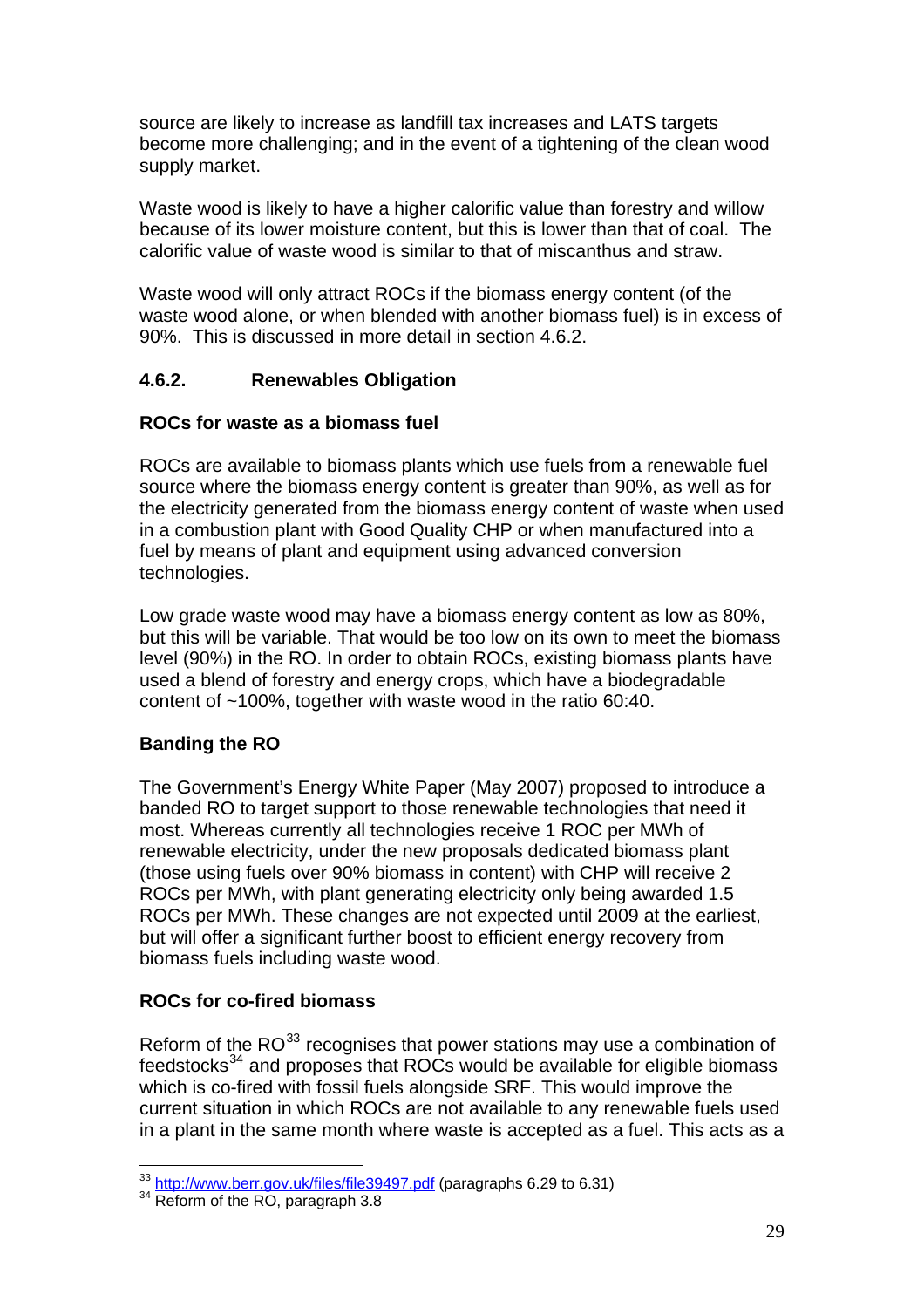source are likely to increase as landfill tax increases and LATS targets become more challenging; and in the event of a tightening of the clean wood supply market.

Waste wood is likely to have a higher calorific value than forestry and willow because of its lower moisture content, but this is lower than that of coal. The calorific value of waste wood is similar to that of miscanthus and straw.

Waste wood will only attract ROCs if the biomass energy content (of the waste wood alone, or when blended with another biomass fuel) is in excess of 90%. This is discussed in more detail in section 4.6.2.

### 4.6.2. Renewables Obligation

**ROCs for waste as a biomass fuel**

ROCs are available to biomass plants which use fuels from a renewable fuel source where the biomass energy content is greater than 90%, as well as for the electricity generated from the biomass energy content of waste when used in a combustion plant with Good Quality CHP or when manufactured into a fuel by means of plant and equipment using advanced conversion technologies.

Low grade waste wood may have a biomass energy content as low as 80%, but this will be variable. That would be too low on its own to meet the biomass level (90%) in the RO. In order to obtain ROCs, existing biomass plants have used a blend of forestry and energy crops, which have a biodegradable content of ~100%, together with waste wood in the ratio 60:40.

**Banding the RO**

The Government's Energy White Paper (May 2007) proposed to introduce a banded RO to target support to those renewable technologies that need it most. Whereas currently all technologies receive 1 ROC per MWh of renewable electricity, under the new proposals dedicated biomass plant (those using fuels over 90% biomass in content) with CHP will receive 2 ROCs per MWh, with plant generating electricity only being awarded 1.5 ROCs per MWh. These changes are not expected until 2009 at the earliest, but will offer a significant further boost to efficient energy recovery from biomass fuels including waste wood.

**ROCs for co-fired biomass**

Reform of the RO[33] recognises that power stations may use a combination of feedstocks[34] and proposes that ROCs would be available for eligible biomass which is co-fired with fossil fuels alongside SRF. This would improve the current situation in which ROCs are not available to any renewable fuels used in a plant in the same month where waste is accepted as a fuel. This acts as a

---

[33] http://www.berr.gov.uk/files/file39497.pdf (paragraphs 6.29 to 6.31)

[34] Reform of the RO, paragraph 3.8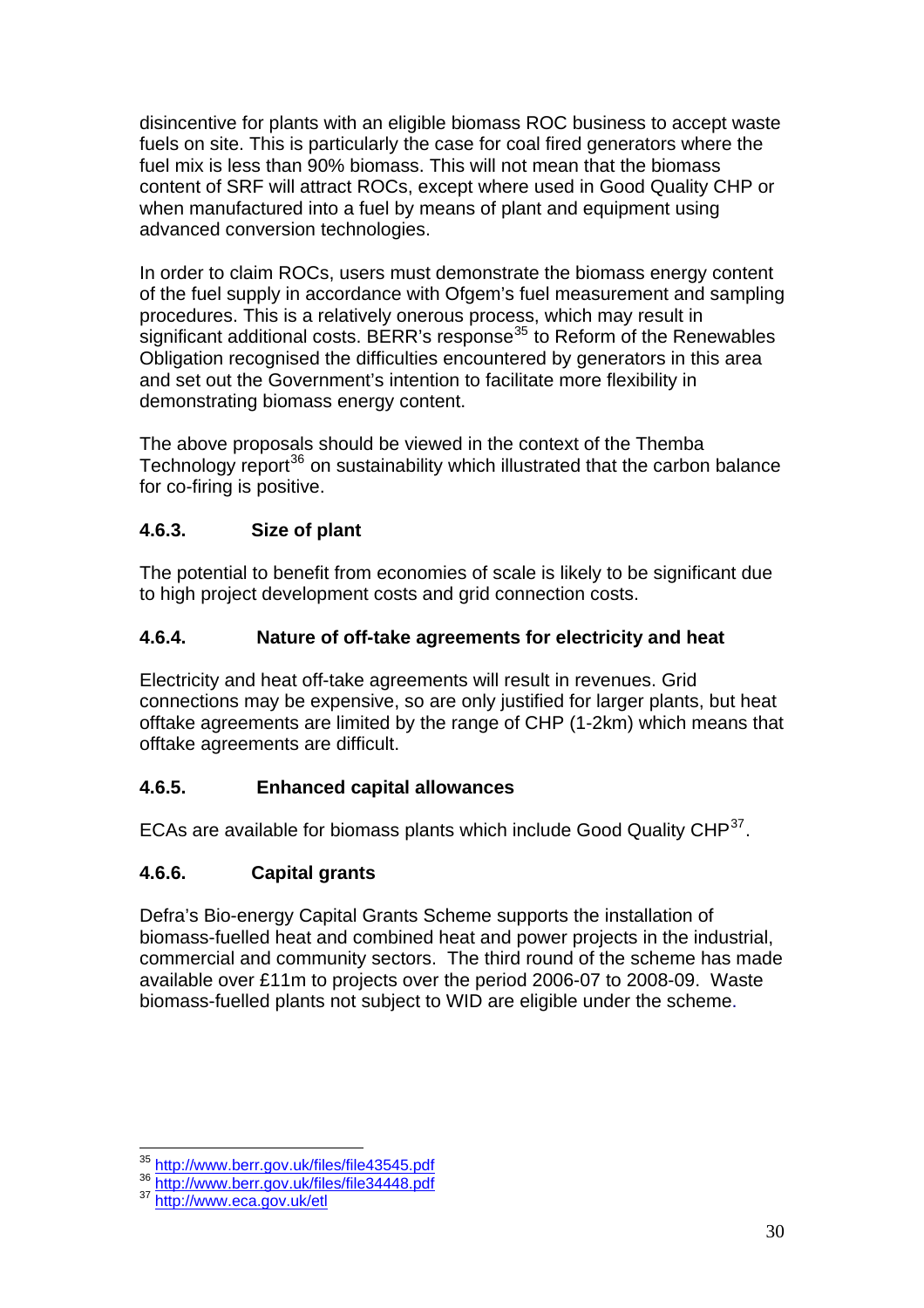disincentive for plants with an eligible biomass ROC business to accept waste fuels on site. This is particularly the case for coal fired generators where the fuel mix is less than 90% biomass. This will not mean that the biomass content of SRF will attract ROCs, except where used in Good Quality CHP or when manufactured into a fuel by means of plant and equipment using advanced conversion technologies.

In order to claim ROCs, users must demonstrate the biomass energy content of the fuel supply in accordance with Ofgem's fuel measurement and sampling procedures. This is a relatively onerous process, which may result in significant additional costs. BERR's response[35] to Reform of the Renewables Obligation recognised the difficulties encountered by generators in this area and set out the Government's intention to facilitate more flexibility in demonstrating biomass energy content.

The above proposals should be viewed in the context of the Themba Technology report[36] on sustainability which illustrated that the carbon balance for co-firing is positive.

#### 4.6.3. Size of plant

The potential to benefit from economies of scale is likely to be significant due to high project development costs and grid connection costs.

#### 4.6.4. Nature of off-take agreements for electricity and heat

Electricity and heat off-take agreements will result in revenues. Grid connections may be expensive, so are only justified for larger plants, but heat offtake agreements are limited by the range of CHP (1-2km) which means that offtake agreements are difficult.

#### 4.6.5. Enhanced capital allowances

ECAs are available for biomass plants which include Good Quality CHP[37].

#### 4.6.6. Capital grants

Defra's Bio-energy Capital Grants Scheme supports the installation of biomass-fuelled heat and combined heat and power projects in the industrial, commercial and community sectors. The third round of the scheme has made available over £11m to projects over the period 2006-07 to 2008-09. Waste biomass-fuelled plants not subject to WID are eligible under the scheme.

---

[35] http://www.berr.gov.uk/files/file43545.pdf
[36] http://www.berr.gov.uk/files/file34448.pdf
[37] http://www.eca.gov.uk/etl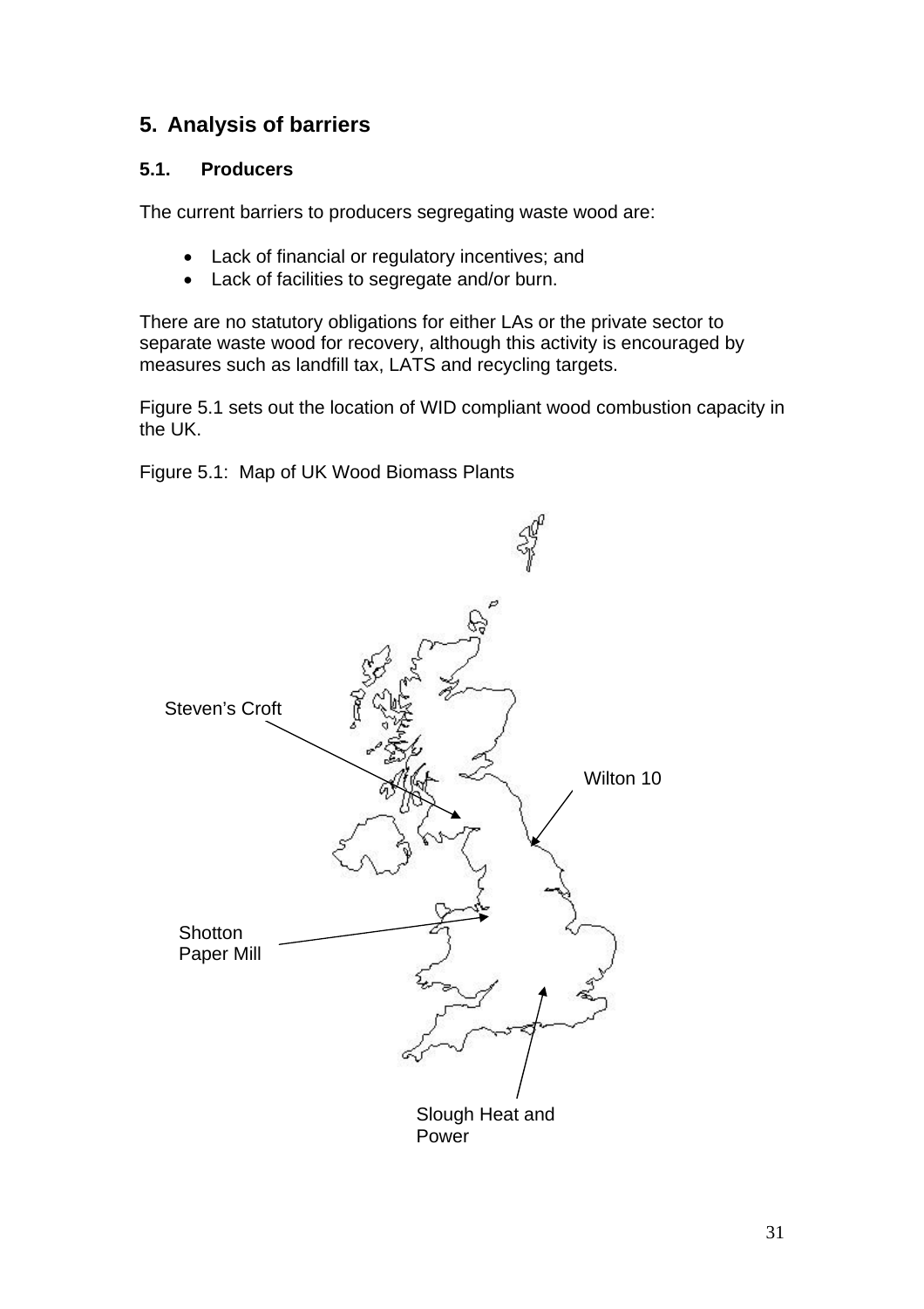## 5. Analysis of barriers

### 5.1. Producers

The current barriers to producers segregating waste wood are:

- Lack of financial or regulatory incentives; and
- Lack of facilities to segregate and/or burn.

There are no statutory obligations for either LAs or the private sector to separate waste wood for recovery, although this activity is encouraged by measures such as landfill tax, LATS and recycling targets.

Figure 5.1 sets out the location of WID compliant wood combustion capacity in the UK.

Figure 5.1: Map of UK Wood Biomass Plants

Steven's Croft

Wilton 10

Shotton Paper Mill

Slough Heat and Power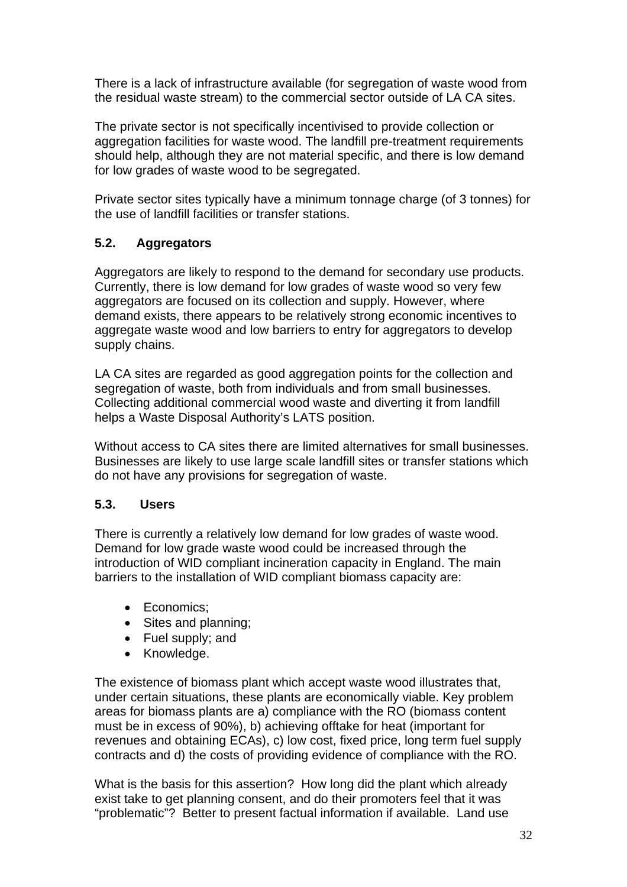There is a lack of infrastructure available (for segregation of waste wood from the residual waste stream) to the commercial sector outside of LA CA sites.

The private sector is not specifically incentivised to provide collection or aggregation facilities for waste wood. The landfill pre-treatment requirements should help, although they are not material specific, and there is low demand for low grades of waste wood to be segregated.

Private sector sites typically have a minimum tonnage charge (of 3 tonnes) for the use of landfill facilities or transfer stations.

### 5.2. Aggregators

Aggregators are likely to respond to the demand for secondary use products. Currently, there is low demand for low grades of waste wood so very few aggregators are focused on its collection and supply. However, where demand exists, there appears to be relatively strong economic incentives to aggregate waste wood and low barriers to entry for aggregators to develop supply chains.

LA CA sites are regarded as good aggregation points for the collection and segregation of waste, both from individuals and from small businesses. Collecting additional commercial wood waste and diverting it from landfill helps a Waste Disposal Authority's LATS position.

Without access to CA sites there are limited alternatives for small businesses. Businesses are likely to use large scale landfill sites or transfer stations which do not have any provisions for segregation of waste.

### 5.3. Users

There is currently a relatively low demand for low grades of waste wood. Demand for low grade waste wood could be increased through the introduction of WID compliant incineration capacity in England. The main barriers to the installation of WID compliant biomass capacity are:

- Economics;
- Sites and planning;
- Fuel supply; and
- Knowledge.

The existence of biomass plant which accept waste wood illustrates that, under certain situations, these plants are economically viable. Key problem areas for biomass plants are a) compliance with the RO (biomass content must be in excess of 90%), b) achieving offtake for heat (important for revenues and obtaining ECAs), c) low cost, fixed price, long term fuel supply contracts and d) the costs of providing evidence of compliance with the RO.

What is the basis for this assertion? How long did the plant which already exist take to get planning consent, and do their promoters feel that it was "problematic"? Better to present factual information if available. Land use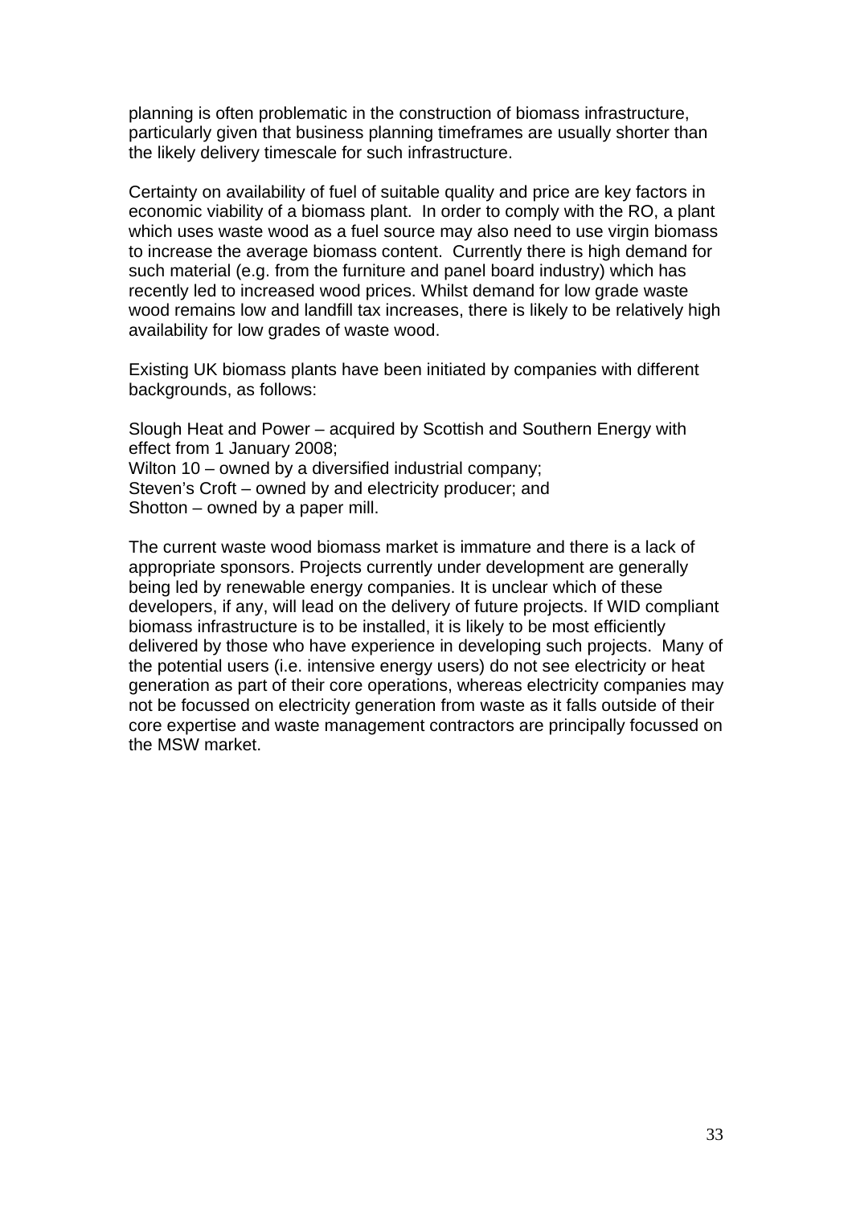planning is often problematic in the construction of biomass infrastructure, particularly given that business planning timeframes are usually shorter than the likely delivery timescale for such infrastructure.

Certainty on availability of fuel of suitable quality and price are key factors in economic viability of a biomass plant. In order to comply with the RO, a plant which uses waste wood as a fuel source may also need to use virgin biomass to increase the average biomass content. Currently there is high demand for such material (e.g. from the furniture and panel board industry) which has recently led to increased wood prices. Whilst demand for low grade waste wood remains low and landfill tax increases, there is likely to be relatively high availability for low grades of waste wood.

Existing UK biomass plants have been initiated by companies with different backgrounds, as follows:

Slough Heat and Power – acquired by Scottish and Southern Energy with effect from 1 January 2008;
Wilton 10 – owned by a diversified industrial company;
Steven's Croft – owned by and electricity producer; and
Shotton – owned by a paper mill.

The current waste wood biomass market is immature and there is a lack of appropriate sponsors. Projects currently under development are generally being led by renewable energy companies. It is unclear which of these developers, if any, will lead on the delivery of future projects. If WID compliant biomass infrastructure is to be installed, it is likely to be most efficiently delivered by those who have experience in developing such projects. Many of the potential users (i.e. intensive energy users) do not see electricity or heat generation as part of their core operations, whereas electricity companies may not be focussed on electricity generation from waste as it falls outside of their core expertise and waste management contractors are principally focussed on the MSW market.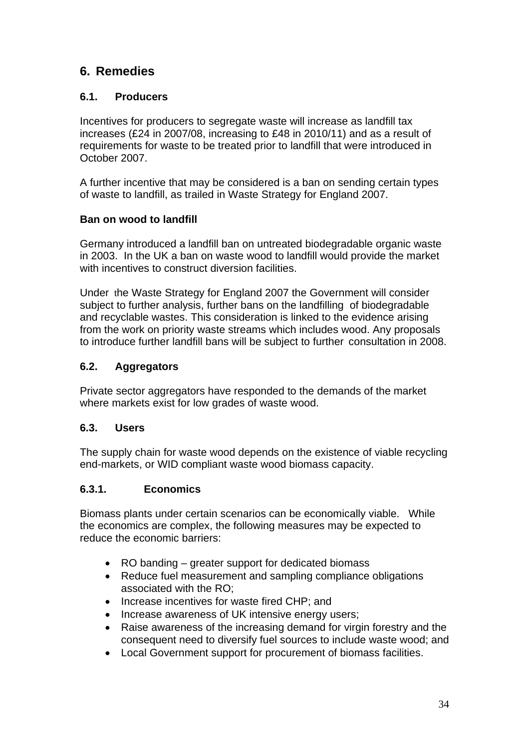# 6. Remedies

## 6.1. Producers

Incentives for producers to segregate waste will increase as landfill tax increases (£24 in 2007/08, increasing to £48 in 2010/11) and as a result of requirements for waste to be treated prior to landfill that were introduced in October 2007.

A further incentive that may be considered is a ban on sending certain types of waste to landfill, as trailed in Waste Strategy for England 2007.

**Ban on wood to landfill**

Germany introduced a landfill ban on untreated biodegradable organic waste in 2003. In the UK a ban on waste wood to landfill would provide the market with incentives to construct diversion facilities.

Under the Waste Strategy for England 2007 the Government will consider subject to further analysis, further bans on the landfilling of biodegradable and recyclable wastes. This consideration is linked to the evidence arising from the work on priority waste streams which includes wood. Any proposals to introduce further landfill bans will be subject to further consultation in 2008.

## 6.2. Aggregators

Private sector aggregators have responded to the demands of the market where markets exist for low grades of waste wood.

## 6.3. Users

The supply chain for waste wood depends on the existence of viable recycling end-markets, or WID compliant waste wood biomass capacity.

### 6.3.1. Economics

Biomass plants under certain scenarios can be economically viable. While the economics are complex, the following measures may be expected to reduce the economic barriers:

- RO banding – greater support for dedicated biomass
- Reduce fuel measurement and sampling compliance obligations associated with the RO;
- Increase incentives for waste fired CHP; and
- Increase awareness of UK intensive energy users;
- Raise awareness of the increasing demand for virgin forestry and the consequent need to diversify fuel sources to include waste wood; and
- Local Government support for procurement of biomass facilities.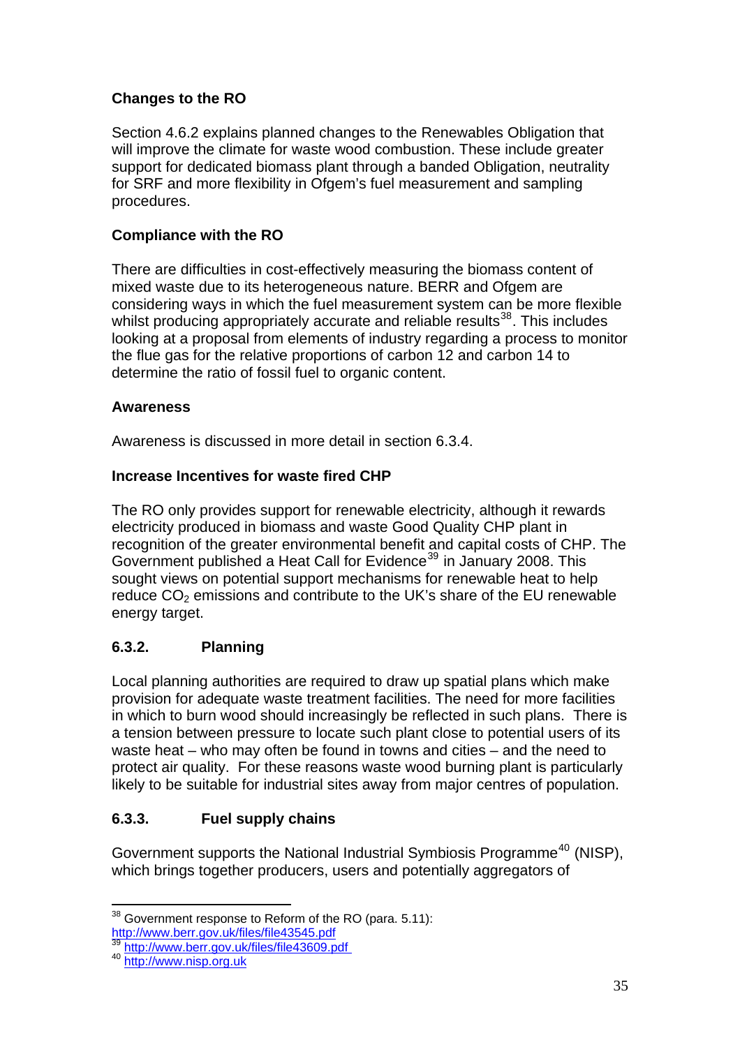**Changes to the RO**

Section 4.6.2 explains planned changes to the Renewables Obligation that will improve the climate for waste wood combustion. These include greater support for dedicated biomass plant through a banded Obligation, neutrality for SRF and more flexibility in Ofgem's fuel measurement and sampling procedures.

**Compliance with the RO**

There are difficulties in cost-effectively measuring the biomass content of mixed waste due to its heterogeneous nature. BERR and Ofgem are considering ways in which the fuel measurement system can be more flexible whilst producing appropriately accurate and reliable results[38]. This includes looking at a proposal from elements of industry regarding a process to monitor the flue gas for the relative proportions of carbon 12 and carbon 14 to determine the ratio of fossil fuel to organic content.

**Awareness**

Awareness is discussed in more detail in section 6.3.4.

**Increase Incentives for waste fired CHP**

The RO only provides support for renewable electricity, although it rewards electricity produced in biomass and waste Good Quality CHP plant in recognition of the greater environmental benefit and capital costs of CHP. The Government published a Heat Call for Evidence[39] in January 2008. This sought views on potential support mechanisms for renewable heat to help reduce $CO_2$ emissions and contribute to the UK's share of the EU renewable energy target.

### 6.3.2. Planning

Local planning authorities are required to draw up spatial plans which make provision for adequate waste treatment facilities. The need for more facilities in which to burn wood should increasingly be reflected in such plans. There is a tension between pressure to locate such plant close to potential users of its waste heat – who may often be found in towns and cities – and the need to protect air quality. For these reasons waste wood burning plant is particularly likely to be suitable for industrial sites away from major centres of population.

### 6.3.3. Fuel supply chains

Government supports the National Industrial Symbiosis Programme[40] (NISP), which brings together producers, users and potentially aggregators of

---

[38] Government response to Reform of the RO (para. 5.11): http://www.berr.gov.uk/files/file43545.pdf

[39] http://www.berr.gov.uk/files/file43609.pdf

[40] http://www.nisp.org.uk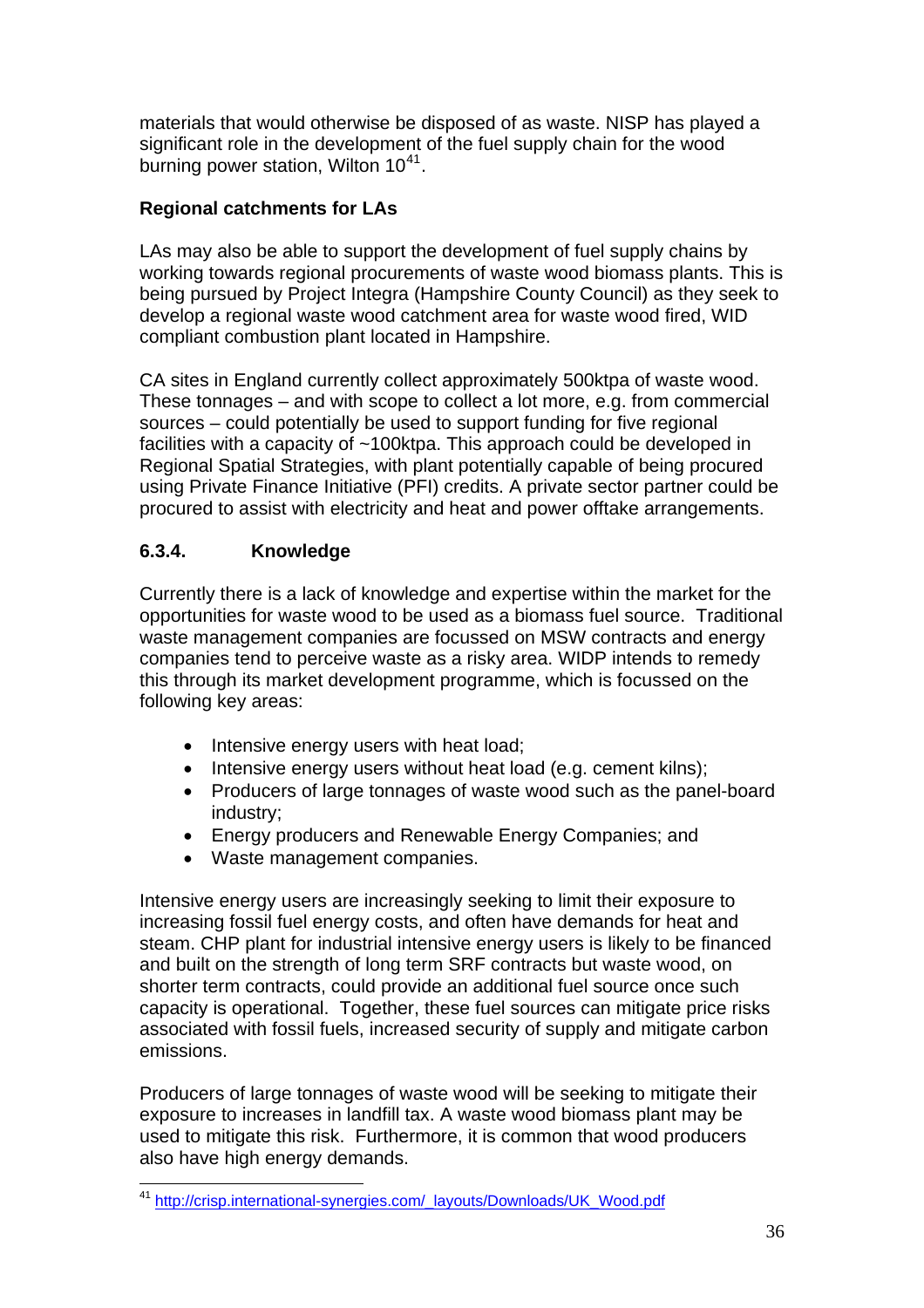materials that would otherwise be disposed of as waste. NISP has played a significant role in the development of the fuel supply chain for the wood burning power station, Wilton 10[41].

**Regional catchments for LAs**

LAs may also be able to support the development of fuel supply chains by working towards regional procurements of waste wood biomass plants. This is being pursued by Project Integra (Hampshire County Council) as they seek to develop a regional waste wood catchment area for waste wood fired, WID compliant combustion plant located in Hampshire.

CA sites in England currently collect approximately 500ktpa of waste wood. These tonnages – and with scope to collect a lot more, e.g. from commercial sources – could potentially be used to support funding for five regional facilities with a capacity of ~100ktpa. This approach could be developed in Regional Spatial Strategies, with plant potentially capable of being procured using Private Finance Initiative (PFI) credits. A private sector partner could be procured to assist with electricity and heat and power offtake arrangements.

### 6.3.4. Knowledge

Currently there is a lack of knowledge and expertise within the market for the opportunities for waste wood to be used as a biomass fuel source. Traditional waste management companies are focussed on MSW contracts and energy companies tend to perceive waste as a risky area. WIDP intends to remedy this through its market development programme, which is focussed on the following key areas:

- Intensive energy users with heat load;
- Intensive energy users without heat load (e.g. cement kilns);
- Producers of large tonnages of waste wood such as the panel-board industry;
- Energy producers and Renewable Energy Companies; and
- Waste management companies.

Intensive energy users are increasingly seeking to limit their exposure to increasing fossil fuel energy costs, and often have demands for heat and steam. CHP plant for industrial intensive energy users is likely to be financed and built on the strength of long term SRF contracts but waste wood, on shorter term contracts, could provide an additional fuel source once such capacity is operational. Together, these fuel sources can mitigate price risks associated with fossil fuels, increased security of supply and mitigate carbon emissions.

Producers of large tonnages of waste wood will be seeking to mitigate their exposure to increases in landfill tax. A waste wood biomass plant may be used to mitigate this risk. Furthermore, it is common that wood producers also have high energy demands.

[41] http://crisp.international-synergies.com/_layouts/Downloads/UK_Wood.pdf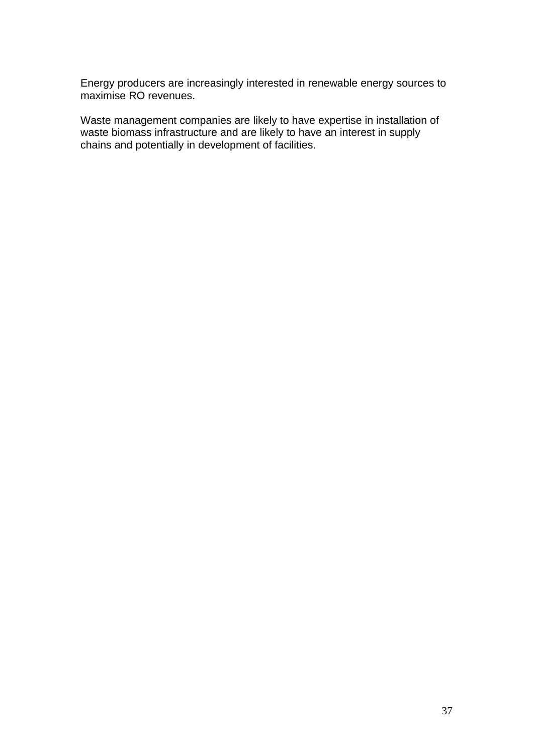Energy producers are increasingly interested in renewable energy sources to maximise RO revenues.

Waste management companies are likely to have expertise in installation of waste biomass infrastructure and are likely to have an interest in supply chains and potentially in development of facilities.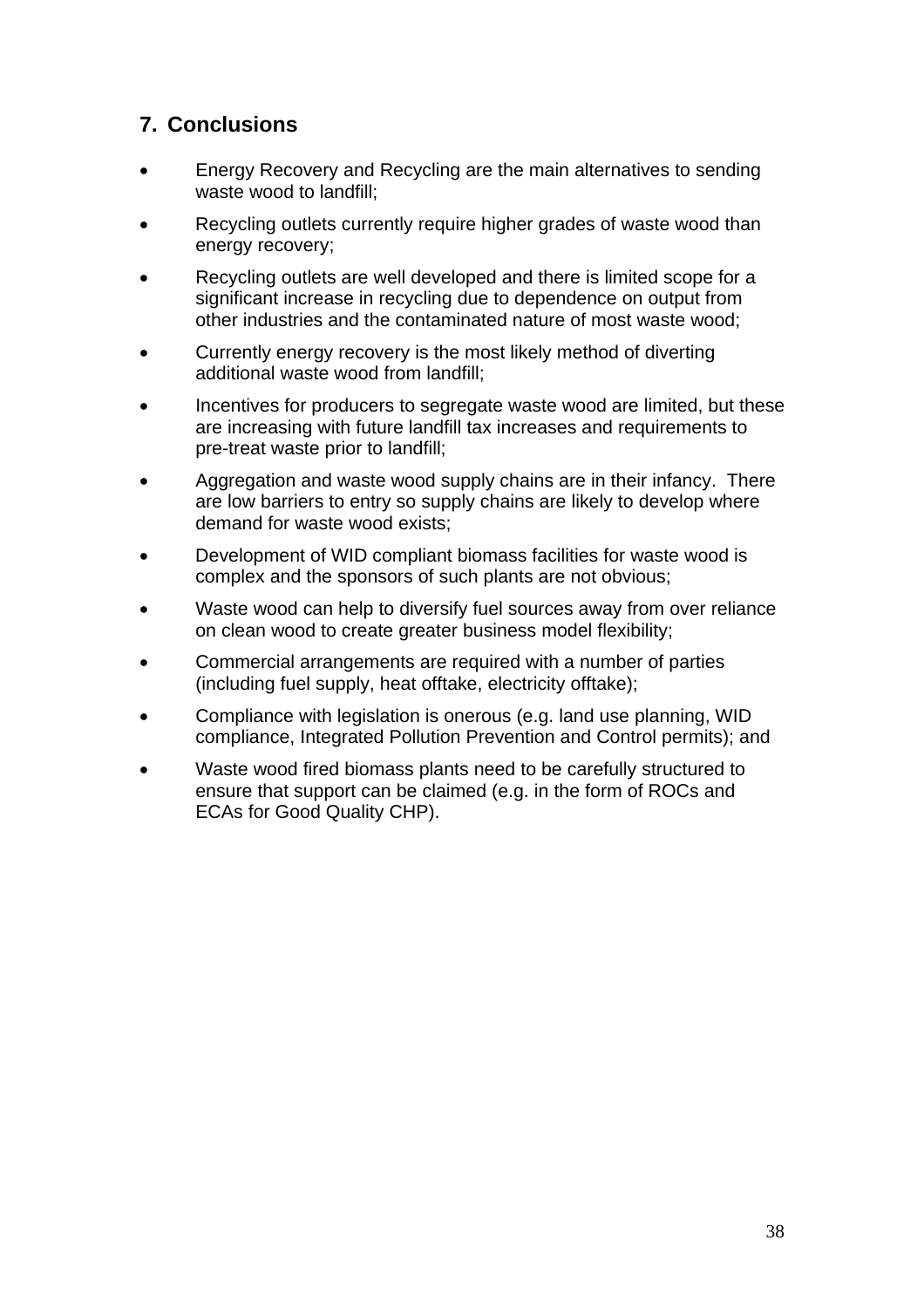## 7. Conclusions

- Energy Recovery and Recycling are the main alternatives to sending waste wood to landfill;
- Recycling outlets currently require higher grades of waste wood than energy recovery;
- Recycling outlets are well developed and there is limited scope for a significant increase in recycling due to dependence on output from other industries and the contaminated nature of most waste wood;
- Currently energy recovery is the most likely method of diverting additional waste wood from landfill;
- Incentives for producers to segregate waste wood are limited, but these are increasing with future landfill tax increases and requirements to pre-treat waste prior to landfill;
- Aggregation and waste wood supply chains are in their infancy. There are low barriers to entry so supply chains are likely to develop where demand for waste wood exists;
- Development of WID compliant biomass facilities for waste wood is complex and the sponsors of such plants are not obvious;
- Waste wood can help to diversify fuel sources away from over reliance on clean wood to create greater business model flexibility;
- Commercial arrangements are required with a number of parties (including fuel supply, heat offtake, electricity offtake);
- Compliance with legislation is onerous (e.g. land use planning, WID compliance, Integrated Pollution Prevention and Control permits); and
- Waste wood fired biomass plants need to be carefully structured to ensure that support can be claimed (e.g. in the form of ROCs and ECAs for Good Quality CHP).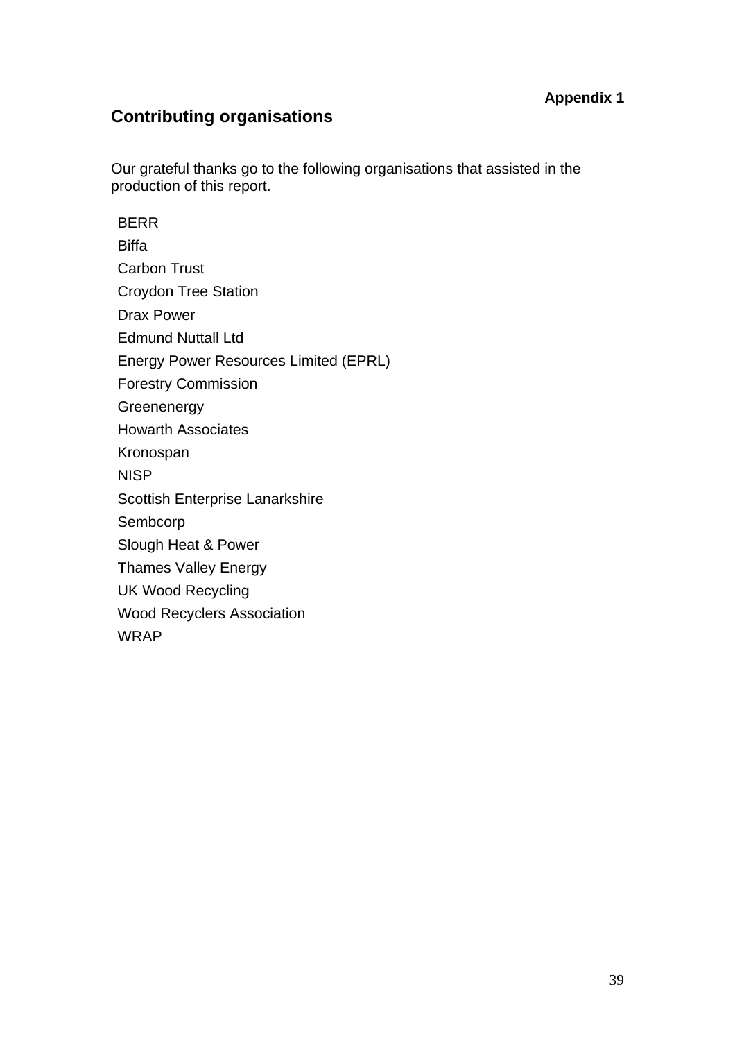**Appendix 1**

## Contributing organisations

Our grateful thanks go to the following organisations that assisted in the production of this report.

- BERR
- Biffa
- Carbon Trust
- Croydon Tree Station
- Drax Power
- Edmund Nuttall Ltd
- Energy Power Resources Limited (EPRL)
- Forestry Commission
- Greenenergy
- Howarth Associates
- Kronospan
- NISP
- Scottish Enterprise Lanarkshire
- Sembcorp
- Slough Heat & Power
- Thames Valley Energy
- UK Wood Recycling
- Wood Recyclers Association
- WRAP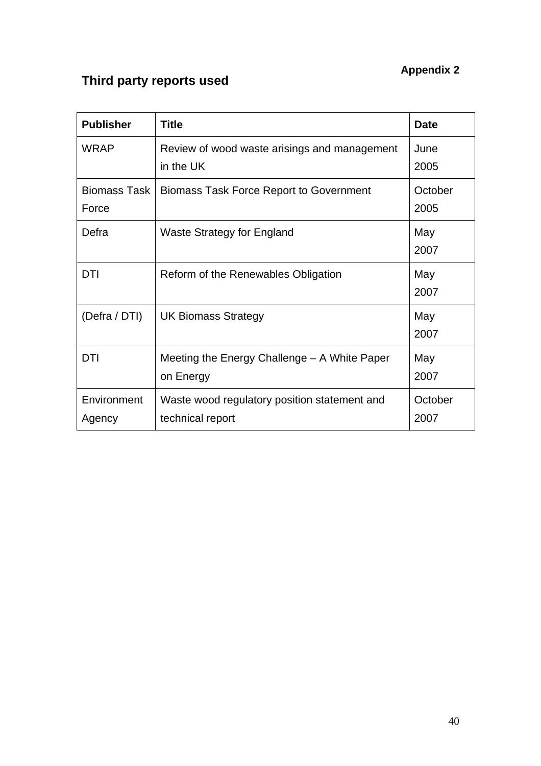**Appendix 2**

## Third party reports used

| Publisher | Title | Date |
|---|---|---|
| WRAP | Review of wood waste arisings and management in the UK | June 2005 |
| Biomass Task Force | Biomass Task Force Report to Government | October 2005 |
| Defra | Waste Strategy for England | May 2007 |
| DTI | Reform of the Renewables Obligation | May 2007 |
| (Defra / DTI) | UK Biomass Strategy | May 2007 |
| DTI | Meeting the Energy Challenge – A White Paper on Energy | May 2007 |
| Environment Agency | Waste wood regulatory position statement and technical report | October 2007 |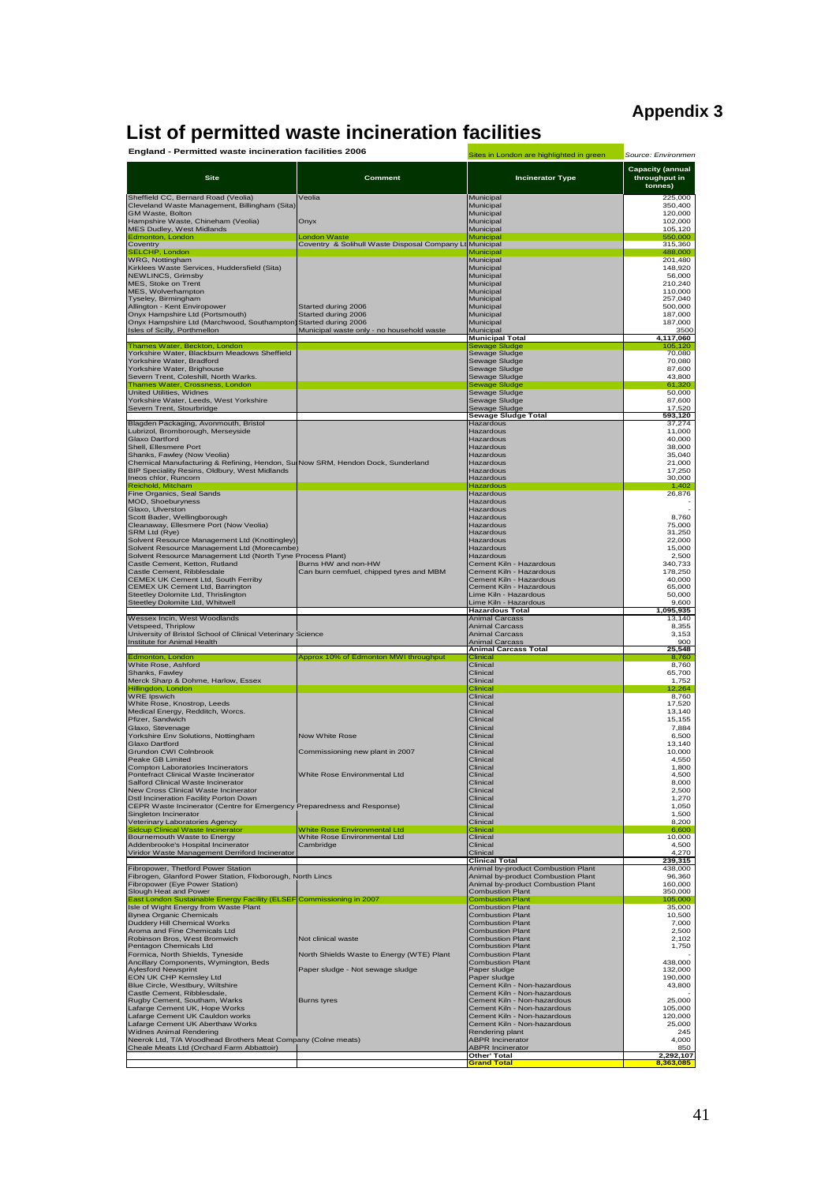## Appendix 3

# List of permitted waste incineration facilities

**England - Permitted waste incineration facilities 2006**

Sites in London are highlighted in green

*Source: Environmen*

| Site | Comment | Incinerator Type | Capacity (annual throughput in tonnes) |
|---|---|---|---|
| Sheffield CC, Bernard Road (Veolia) | Veolia | Municipal | 225,000 |
| Cleveland Waste Management, Billingham (Sita) | | Municipal | 350,400 |
| GM Waste, Bolton | | Municipal | 120,000 |
| Hampshire Waste, Chineham (Veolia) | Onyx | Municipal | 102,000 |
| MES Dudley, West Midlands | | Municipal | 105,120 |
| Edmonton, London | London Waste | Municipal | 550,000 |
| Coventry | Coventry & Solihull Waste Disposal Company Lt | Municipal | 315,360 |
| SELCHP, London | | Municipal | 488,000 |
| WRG, Nottingham | | Municipal | 201,480 |
| Kirklees Waste Services, Huddersfield (Sita) | | Municipal | 148,920 |
| NEWLINCS, Grimsby | | Municipal | 56,000 |
| MES, Stoke on Trent | | Municipal | 210,240 |
| MES, Wolverhampton | | Municipal | 110,000 |
| Tyseley, Birmingham | | Municipal | 257,040 |
| Allington - Kent Enviropower | Started during 2006 | Municipal | 500,000 |
| Onyx Hampshire Ltd (Portsmouth) | Started during 2006 | Municipal | 187,000 |
| Onyx Hampshire Ltd (Marchwood, Southampton) | Started during 2006 | Municipal | 187,000 |
| Isles of Scilly, Porthmellon | Municipal waste only - no household waste | Municipal | 3500 |
| | | **Municipal Total** | **4,117,060** |
| Thames Water, Beckton, London | | Sewage Sludge | 105,120 |
| Yorkshire Water, Blackburn Meadows Sheffield | | Sewage Sludge | 70,080 |
| Yorkshire Water, Bradford | | Sewage Sludge | 70,080 |
| Yorkshire Water, Brighouse | | Sewage Sludge | 87,600 |
| Severn Trent, Coleshill, North Warks. | | Sewage Sludge | 43,800 |
| Thames Water, Crossness, London | | Sewage Sludge | 61,320 |
| United Utilities, Widnes | | Sewage Sludge | 50,000 |
| Yorkshire Water, Leeds, West Yorkshire | | Sewage Sludge | 87,600 |
| Severn Trent, Stourbridge | | Sewage Sludge | 17,520 |
| | | **Sewage Sludge Total** | **593,120** |
| Blagden Packaging, Avonmouth, Bristol | | Hazardous | 37,274 |
| Lubrizol, Bromborough, Merseyside | | Hazardous | 11,000 |
| Glaxo Dartford | | Hazardous | 40,000 |
| Shell, Ellesmere Port | | Hazardous | 38,000 |
| Shanks, Fawley (Now Veolia) | | Hazardous | 35,040 |
| Chemical Manufacturing & Refining, Hendon, Su | Now SRM, Hendon Dock, Sunderland | Hazardous | 21,000 |
| BIP Speciality Resins, Oldbury, West Midlands | | Hazardous | 17,250 |
| Ineos chlor, Runcorn | | Hazardous | 30,000 |
| Reichold, Mitcham | | Hazardous | 1,402 |
| Fine Organics, Seal Sands | | Hazardous | 26,876 |
| MOD, Shoeburyness | | Hazardous | - |
| Glaxo, Ulverston | | Hazardous | - |
| Scott Bader, Wellingborough | | Hazardous | 8,760 |
| Cleanaway, Ellesmere Port (Now Veolia) | | Hazardous | 75,000 |
| SRM Ltd (Rye) | | Hazardous | 31,250 |
| Solvent Resource Management Ltd (Knottingley) | | Hazardous | 22,000 |
| Solvent Resource Management Ltd (Morecambe) | | Hazardous | 15,000 |
| Solvent Resource Management Ltd (North Tyne Process Plant) | | Hazardous | 2,500 |
| Castle Cement, Ketton, Rutland | Burns HW and non-HW | Cement Kiln - Hazardous | 340,733 |
| Castle Cement, Ribblesdale | Can burn cemfuel, chipped tyres and MBM | Cement Kiln - Hazardous | 178,250 |
| CEMEX UK Cement Ltd, South Ferriby | | Cement Kiln - Hazardous | 40,000 |
| CEMEX UK Cement Ltd, Barrington | | Cement Kiln - Hazardous | 65,000 |
| Steetley Dolomite Ltd, Thrislington | | Lime Kiln - Hazardous | 50,000 |
| Steetley Dolomite Ltd, Whitwell | | Lime Kiln - Hazardous | 9,600 |
| | | **Hazardous Total** | **1,095,935** |
| Wessex Incin, West Woodlands | | Animal Carcass | 13,140 |
| Vetspeed, Thriplow | | Animal Carcass | 8,355 |
| University of Bristol School of Clinical Veterinary Science | | Animal Carcass | 3,153 |
| Institute for Animal Health | | Animal Carcass | 900 |
| | | **Animal Carcass Total** | **25,548** |
| Edmonton, London | Approx 10% of Edmonton MWI throughput | Clinical | 8,760 |
| White Rose, Ashford | | Clinical | 8,760 |
| Shanks, Fawley | | Clinical | 65,700 |
| Merck Sharp & Dohme, Harlow, Essex | | Clinical | 1,752 |
| Hillingdon, London | | Clinical | 12,264 |
| WRE Ipswich | | Clinical | 8,760 |
| White Rose, Knostrop, Leeds | | Clinical | 17,520 |
| Medical Energy, Redditch, Worcs. | | Clinical | 13,140 |
| Pfizer, Sandwich | | Clinical | 15,155 |
| Glaxo, Stevenage | | Clinical | 7,884 |
| Yorkshire Env Solutions, Nottingham | Now White Rose | Clinical | 6,500 |
| Glaxo Dartford | | Clinical | 13,140 |
| Grundon CWI Colnbrook | Commissioning new plant in 2007 | Clinical | 10,000 |
| Peake GB Limited | | Clinical | 4,550 |
| Compton Laboratories Incinerators | | Clinical | 1,800 |
| Pontefract Clinical Waste Incinerator | White Rose Environmental Ltd | Clinical | 4,500 |
| Salford Clinical Waste Incinerator | | Clinical | 8,000 |
| New Cross Clinical Waste Incinerator | | Clinical | 2,500 |
| Dstl Incineration Facility Porton Down | | Clinical | 1,270 |
| CEPR Waste Incinerator (Centre for Emergency Preparedness and Response) | | Clinical | 1,050 |
| Singleton Incinerator | | Clinical | 1,500 |
| Veterinary Laboratories Agency | | Clinical | 8,200 |
| Sidcup Clinical Waste Incinerator | White Rose Environmental Ltd | Clinical | 6,600 |
| Bournemouth Waste to Energy | White Rose Environmental Ltd | Clinical | 10,000 |
| Addenbrooke's Hospital Incinerator | Cambridge | Clinical | 4,500 |
| Viridor Waste Management Derriford Incinerator | | Clinical | 4,270 |
| | | **Clinical Total** | **239,315** |
| Fibropower, Thetford Power Station | | Animal by-product Combustion Plant | 438,000 |
| Fibrogen, Glanford Power Station, Flixborough, North Lincs | | Animal by-product Combustion Plant | 96,360 |
| Fibropower (Eye Power Station) | | Animal by-product Combustion Plant | 160,000 |
| Slough Heat and Power | | Combustion Plant | 350,000 |
| East London Sustainable Energy Facility (ELSEF | Commissioning in 2007 | Combustion Plant | 105,000 |
| Isle of Wight Energy from Waste Plant | | Combustion Plant | 35,000 |
| Bynea Organic Chemicals | | Combustion Plant | 10,500 |
| Duddery Hill Chemical Works | | Combustion Plant | 7,000 |
| Aroma and Fine Chemicals Ltd | | Combustion Plant | 2,500 |
| Robinson Bros, West Bromwich | Not clinical waste | Combustion Plant | 2,102 |
| Pentagon Chemicals Ltd | | Combustion Plant | 1,750 |
| Formica, North Shields, Tyneside | North Shields Waste to Energy (WTE) Plant | Combustion Plant | - |
| Ancillary Components, Wymington, Beds | | Combustion Plant | 438,000 |
| Aylesford Newsprint | Paper sludge - Not sewage sludge | Paper sludge | 132,000 |
| EON UK CHP Kemsley Ltd | | Paper sludge | 190,000 |
| Blue Circle, Westbury, Wiltshire | | Cement Kiln - Non-hazardous | 43,800 |
| Castle Cement, Ribblesdale, | | Cement Kiln - Non-hazardous | - |
| Rugby Cement, Southam, Warks | Burns tyres | Cement Kiln - Non-hazardous | 25,000 |
| Lafarge Cement UK, Hope Works | | Cement Kiln - Non-hazardous | 105,000 |
| Lafarge Cement UK Cauldon works | | Cement Kiln - Non-hazardous | 120,000 |
| Lafarge Cement UK Aberthaw Works | | Cement Kiln - Non-hazardous | 25,000 |
| Widnes Animal Rendering | | Rendering plant | 245 |
| Neerok Ltd, T/A Woodhead Brothers Meat Company (Colne meats) | | ABPR Incinerator | 4,000 |
| Cheale Meats Ltd (Orchard Farm Abbattoir) | | ABPR Incinerator | 850 |
| | | **'Other' Total** | **2,292,107** |
| | | **Grand Total** | **8,363,085** |